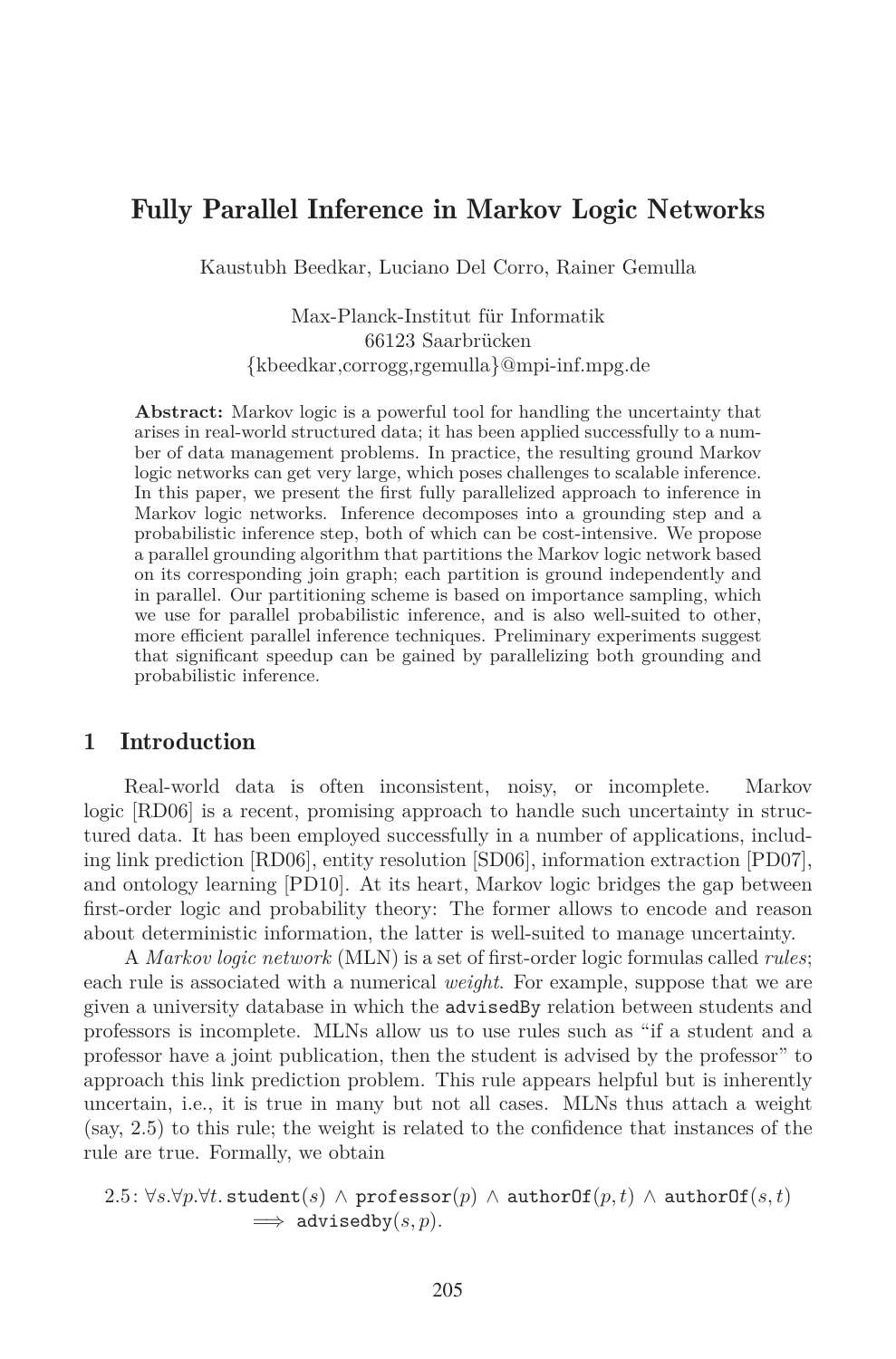# Fully Parallel Inference in Markov Logic Networks

Kaustubh Beedkar, Luciano Del Corro, Rainer Gemulla

Max-Planck-Institut für Informatik
66123 Saarbrücken
{kbeedkar,corrogg,rgemulla}@mpi-inf.mpg.de

**Abstract:** Markov logic is a powerful tool for handling the uncertainty that arises in real-world structured data; it has been applied successfully to a number of data management problems. In practice, the resulting ground Markov logic networks can get very large, which poses challenges to scalable inference. In this paper, we present the first fully parallelized approach to inference in Markov logic networks. Inference decomposes into a grounding step and a probabilistic inference step, both of which can be cost-intensive. We propose a parallel grounding algorithm that partitions the Markov logic network based on its corresponding join graph; each partition is ground independently and in parallel. Our partitioning scheme is based on importance sampling, which we use for parallel probabilistic inference, and is also well-suited to other, more efficient parallel inference techniques. Preliminary experiments suggest that significant speedup can be gained by parallelizing both grounding and probabilistic inference.

## 1 Introduction

Real-world data is often inconsistent, noisy, or incomplete. Markov logic [RD06] is a recent, promising approach to handle such uncertainty in structured data. It has been employed successfully in a number of applications, including link prediction [RD06], entity resolution [SD06], information extraction [PD07], and ontology learning [PD10]. At its heart, Markov logic bridges the gap between first-order logic and probability theory: The former allows to encode and reason about deterministic information, the latter is well-suited to manage uncertainty.

A *Markov logic network* (MLN) is a set of first-order logic formulas called *rules*; each rule is associated with a numerical *weight*. For example, suppose that we are given a university database in which the advisedBy relation between students and professors is incomplete. MLNs allow us to use rules such as "if a student and a professor have a joint publication, then the student is advised by the professor" to approach this link prediction problem. This rule appears helpful but is inherently uncertain, i.e., it is true in many but not all cases. MLNs thus attach a weight (say, 2.5) to this rule; the weight is related to the confidence that instances of the rule are true. Formally, we obtain

$$2.5\colon \forall s.\forall p.\forall t.\, \texttt{student}(s) \wedge \texttt{professor}(p) \wedge \texttt{authorOf}(p,t) \wedge \texttt{authorOf}(s,t) \implies \texttt{advisedby}(s,p).$$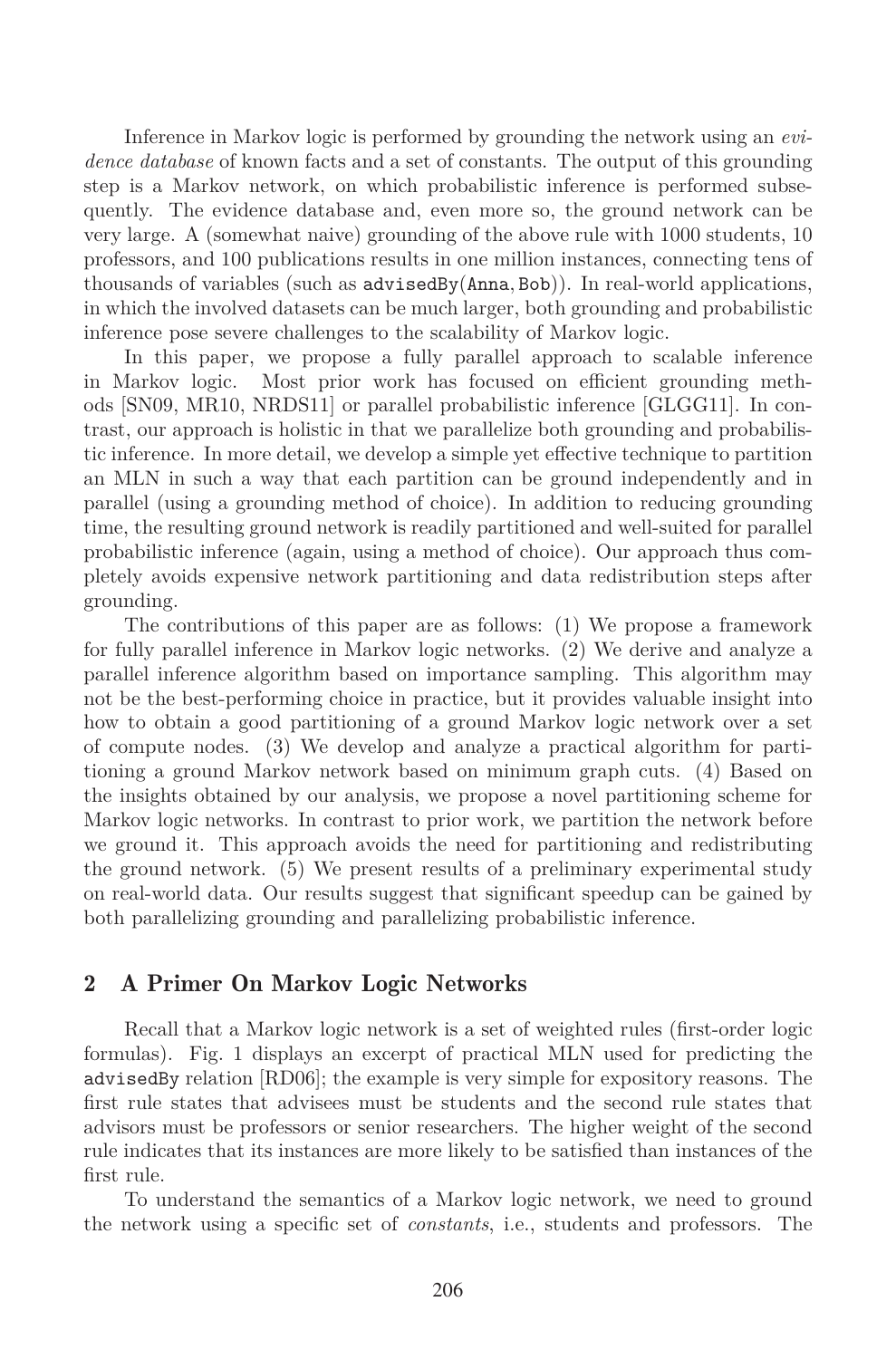Inference in Markov logic is performed by grounding the network using an *evidence database* of known facts and a set of constants. The output of this grounding step is a Markov network, on which probabilistic inference is performed subsequently. The evidence database and, even more so, the ground network can be very large. A (somewhat naive) grounding of the above rule with 1000 students, 10 professors, and 100 publications results in one million instances, connecting tens of thousands of variables (such as `advisedBy(Anna, Bob)`). In real-world applications, in which the involved datasets can be much larger, both grounding and probabilistic inference pose severe challenges to the scalability of Markov logic.

In this paper, we propose a fully parallel approach to scalable inference in Markov logic. Most prior work has focused on efficient grounding methods [SN09, MR10, NRDS11] or parallel probabilistic inference [GLGG11]. In contrast, our approach is holistic in that we parallelize both grounding and probabilistic inference. In more detail, we develop a simple yet effective technique to partition an MLN in such a way that each partition can be ground independently and in parallel (using a grounding method of choice). In addition to reducing grounding time, the resulting ground network is readily partitioned and well-suited for parallel probabilistic inference (again, using a method of choice). Our approach thus completely avoids expensive network partitioning and data redistribution steps after grounding.

The contributions of this paper are as follows: (1) We propose a framework for fully parallel inference in Markov logic networks. (2) We derive and analyze a parallel inference algorithm based on importance sampling. This algorithm may not be the best-performing choice in practice, but it provides valuable insight into how to obtain a good partitioning of a ground Markov logic network over a set of compute nodes. (3) We develop and analyze a practical algorithm for partitioning a ground Markov network based on minimum graph cuts. (4) Based on the insights obtained by our analysis, we propose a novel partitioning scheme for Markov logic networks. In contrast to prior work, we partition the network before we ground it. This approach avoids the need for partitioning and redistributing the ground network. (5) We present results of a preliminary experimental study on real-world data. Our results suggest that significant speedup can be gained by both parallelizing grounding and parallelizing probabilistic inference.

## 2 A Primer On Markov Logic Networks

Recall that a Markov logic network is a set of weighted rules (first-order logic formulas). Fig. 1 displays an excerpt of practical MLN used for predicting the `advisedBy` relation [RD06]; the example is very simple for expository reasons. The first rule states that advisees must be students and the second rule states that advisors must be professors or senior researchers. The higher weight of the second rule indicates that its instances are more likely to be satisfied than instances of the first rule.

To understand the semantics of a Markov logic network, we need to ground the network using a specific set of *constants*, i.e., students and professors. The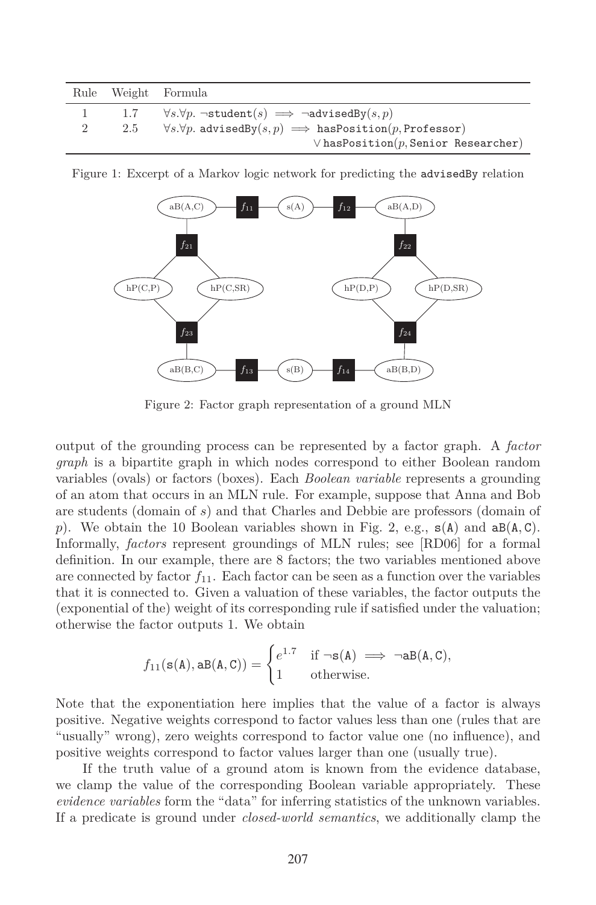| Rule | Weight | Formula |
|---|---|---|
| 1 | 1.7 | $\forall s. \forall p.\ \neg \texttt{student}(s) \implies \neg \texttt{advisedBy}(s, p)$ |
| 2 | 2.5 | $\forall s. \forall p.\ \texttt{advisedBy}(s, p) \implies \texttt{hasPosition}(p, \texttt{Professor})$ $\vee\, \texttt{hasPosition}(p, \texttt{Senior Researcher})$ |

Figure 1: Excerpt of a Markov logic network for predicting the advisedBy relation

Figure 2: Factor graph representation of a ground MLN

output of the grounding process can be represented by a factor graph. A *factor graph* is a bipartite graph in which nodes correspond to either Boolean random variables (ovals) or factors (boxes). Each *Boolean variable* represents a grounding of an atom that occurs in an MLN rule. For example, suppose that Anna and Bob are students (domain of $s$) and that Charles and Debbie are professors (domain of $p$). We obtain the 10 Boolean variables shown in Fig. 2, e.g., $\texttt{s}(\texttt{A})$ and $\texttt{aB}(\texttt{A}, \texttt{C})$. Informally, *factors* represent groundings of MLN rules; see [RD06] for a formal definition. In our example, there are 8 factors; the two variables mentioned above are connected by factor $f_{11}$. Each factor can be seen as a function over the variables that it is connected to. Given a valuation of these variables, the factor outputs the (exponential of the) weight of its corresponding rule if satisfied under the valuation; otherwise the factor outputs 1. We obtain

$$f_{11}(\texttt{s}(\texttt{A}), \texttt{aB}(\texttt{A}, \texttt{C})) = \begin{cases} e^{1.7} & \text{if } \neg \texttt{s}(\texttt{A}) \implies \neg \texttt{aB}(\texttt{A}, \texttt{C}), \\ 1 & \text{otherwise.} \end{cases}$$

Note that the exponentiation here implies that the value of a factor is always positive. Negative weights correspond to factor values less than one (rules that are "usually" wrong), zero weights correspond to factor value one (no influence), and positive weights correspond to factor values larger than one (usually true).

If the truth value of a ground atom is known from the evidence database, we clamp the value of the corresponding Boolean variable appropriately. These *evidence variables* form the "data" for inferring statistics of the unknown variables. If a predicate is ground under *closed-world semantics*, we additionally clamp the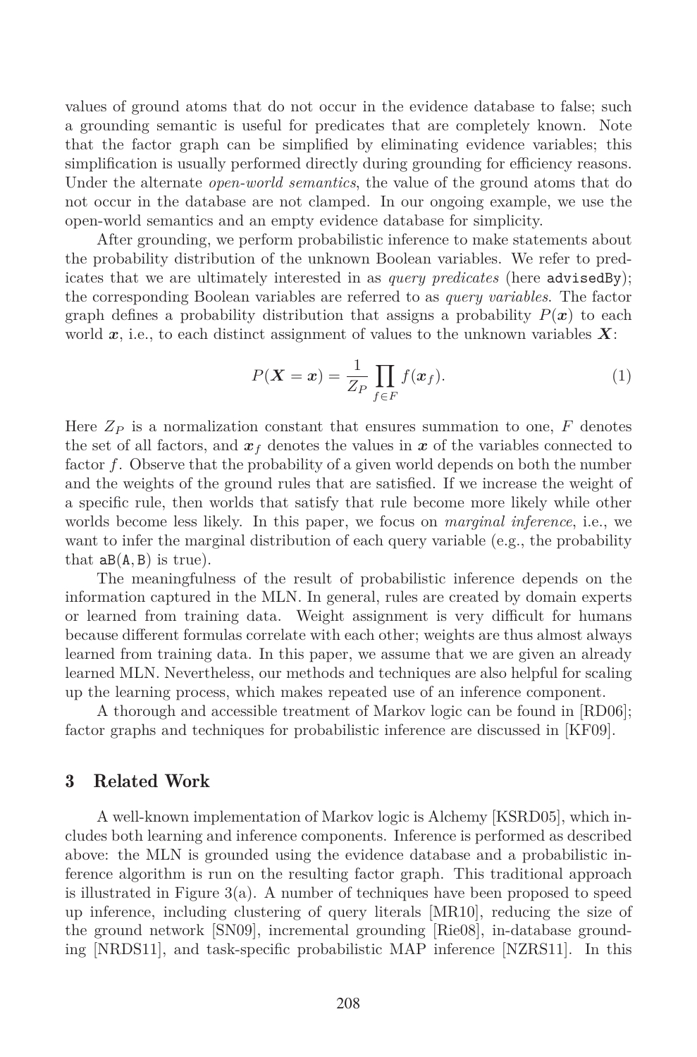values of ground atoms that do not occur in the evidence database to false; such a grounding semantic is useful for predicates that are completely known. Note that the factor graph can be simplified by eliminating evidence variables; this simplification is usually performed directly during grounding for efficiency reasons. Under the alternate *open-world semantics*, the value of the ground atoms that do not occur in the database are not clamped. In our ongoing example, we use the open-world semantics and an empty evidence database for simplicity.

After grounding, we perform probabilistic inference to make statements about the probability distribution of the unknown Boolean variables. We refer to predicates that we are ultimately interested in as *query predicates* (here `advisedBy`); the corresponding Boolean variables are referred to as *query variables*. The factor graph defines a probability distribution that assigns a probability $P(\boldsymbol{x})$ to each world $\boldsymbol{x}$, i.e., to each distinct assignment of values to the unknown variables $\boldsymbol{X}$:

$$P(\boldsymbol{X} = \boldsymbol{x}) = \frac{1}{Z_P} \prod_{f \in F} f(\boldsymbol{x}_f). \tag{1}$$

Here $Z_P$ is a normalization constant that ensures summation to one, $F$ denotes the set of all factors, and $\boldsymbol{x}_f$ denotes the values in $\boldsymbol{x}$ of the variables connected to factor $f$. Observe that the probability of a given world depends on both the number and the weights of the ground rules that are satisfied. If we increase the weight of a specific rule, then worlds that satisfy that rule become more likely while other worlds become less likely. In this paper, we focus on *marginal inference*, i.e., we want to infer the marginal distribution of each query variable (e.g., the probability that `aB(A, B)` is true).

The meaningfulness of the result of probabilistic inference depends on the information captured in the MLN. In general, rules are created by domain experts or learned from training data. Weight assignment is very difficult for humans because different formulas correlate with each other; weights are thus almost always learned from training data. In this paper, we assume that we are given an already learned MLN. Nevertheless, our methods and techniques are also helpful for scaling up the learning process, which makes repeated use of an inference component.

A thorough and accessible treatment of Markov logic can be found in [RD06]; factor graphs and techniques for probabilistic inference are discussed in [KF09].

## 3 Related Work

A well-known implementation of Markov logic is Alchemy [KSRD05], which includes both learning and inference components. Inference is performed as described above: the MLN is grounded using the evidence database and a probabilistic inference algorithm is run on the resulting factor graph. This traditional approach is illustrated in Figure 3(a). A number of techniques have been proposed to speed up inference, including clustering of query literals [MR10], reducing the size of the ground network [SN09], incremental grounding [Rie08], in-database grounding [NRDS11], and task-specific probabilistic MAP inference [NZRS11]. In this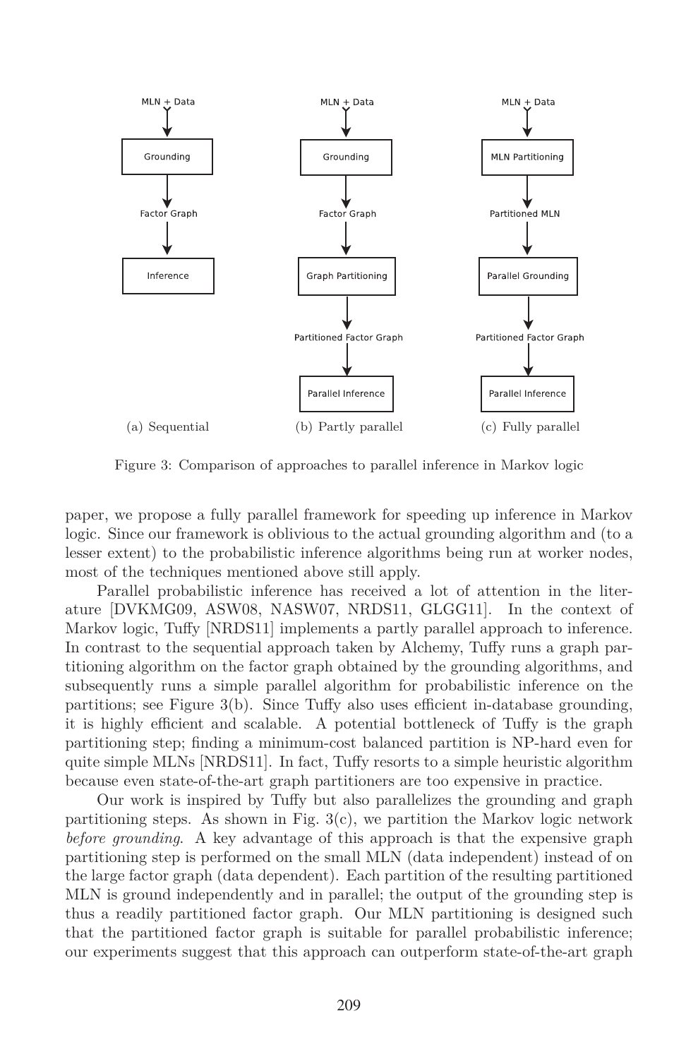MLN + Data → Grounding → Factor Graph → Inference

(a) Sequential

MLN + Data → Grounding → Factor Graph → Graph Partitioning → Partitioned Factor Graph → Parallel Inference

(b) Partly parallel

MLN + Data → MLN Partitioning → Partitioned MLN → Parallel Grounding → Partitioned Factor Graph → Parallel Inference

(c) Fully parallel

Figure 3: Comparison of approaches to parallel inference in Markov logic

paper, we propose a fully parallel framework for speeding up inference in Markov logic. Since our framework is oblivious to the actual grounding algorithm and (to a lesser extent) to the probabilistic inference algorithms being run at worker nodes, most of the techniques mentioned above still apply.

Parallel probabilistic inference has received a lot of attention in the literature [DVKMG09, ASW08, NASW07, NRDS11, GLGG11]. In the context of Markov logic, Tuffy [NRDS11] implements a partly parallel approach to inference. In contrast to the sequential approach taken by Alchemy, Tuffy runs a graph partitioning algorithm on the factor graph obtained by the grounding algorithms, and subsequently runs a simple parallel algorithm for probabilistic inference on the partitions; see Figure 3(b). Since Tuffy also uses efficient in-database grounding, it is highly efficient and scalable. A potential bottleneck of Tuffy is the graph partitioning step; finding a minimum-cost balanced partition is NP-hard even for quite simple MLNs [NRDS11]. In fact, Tuffy resorts to a simple heuristic algorithm because even state-of-the-art graph partitioners are too expensive in practice.

Our work is inspired by Tuffy but also parallelizes the grounding and graph partitioning steps. As shown in Fig. 3(c), we partition the Markov logic network *before grounding*. A key advantage of this approach is that the expensive graph partitioning step is performed on the small MLN (data independent) instead of on the large factor graph (data dependent). Each partition of the resulting partitioned MLN is ground independently and in parallel; the output of the grounding step is thus a readily partitioned factor graph. Our MLN partitioning is designed such that the partitioned factor graph is suitable for parallel probabilistic inference; our experiments suggest that this approach can outperform state-of-the-art graph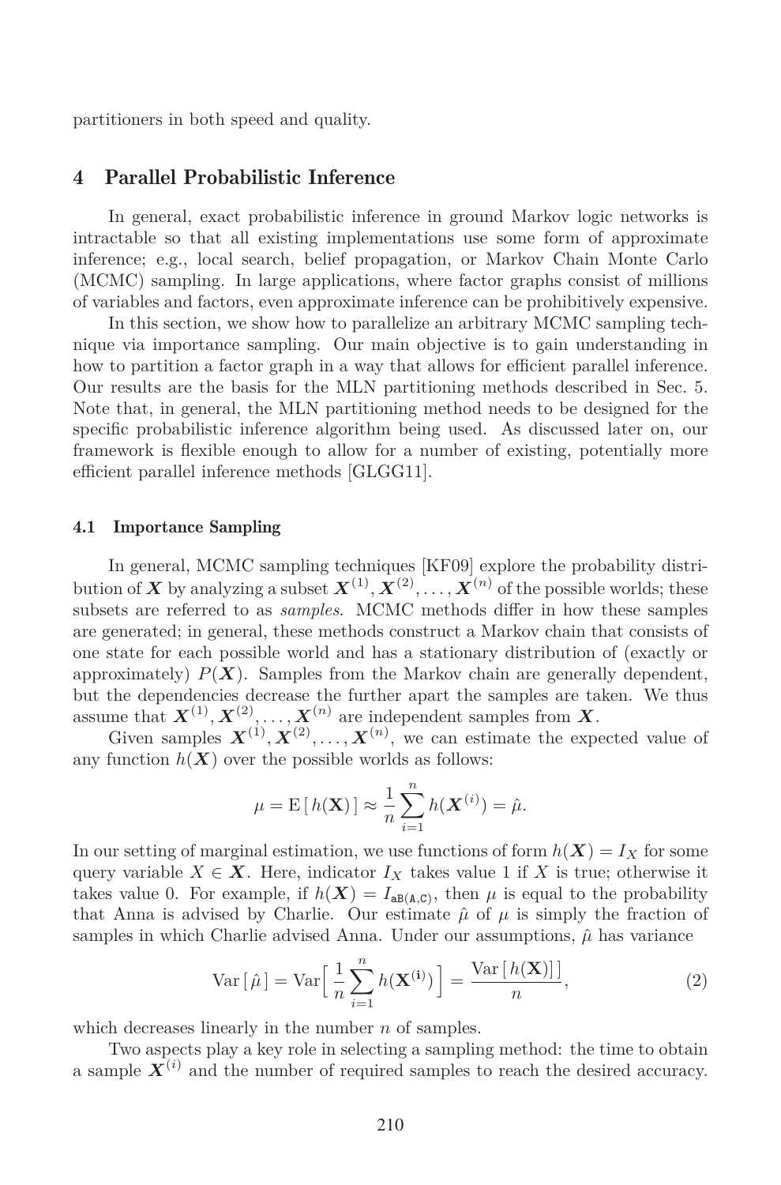partitioners in both speed and quality.

## 4 Parallel Probabilistic Inference

In general, exact probabilistic inference in ground Markov logic networks is intractable so that all existing implementations use some form of approximate inference; e.g., local search, belief propagation, or Markov Chain Monte Carlo (MCMC) sampling. In large applications, where factor graphs consist of millions of variables and factors, even approximate inference can be prohibitively expensive.

In this section, we show how to parallelize an arbitrary MCMC sampling technique via importance sampling. Our main objective is to gain understanding in how to partition a factor graph in a way that allows for efficient parallel inference. Our results are the basis for the MLN partitioning methods described in Sec. 5. Note that, in general, the MLN partitioning method needs to be designed for the specific probabilistic inference algorithm being used. As discussed later on, our framework is flexible enough to allow for a number of existing, potentially more efficient parallel inference methods [GLGG11].

### 4.1 Importance Sampling

In general, MCMC sampling techniques [KF09] explore the probability distribution of $\boldsymbol{X}$ by analyzing a subset $\boldsymbol{X}^{(1)}, \boldsymbol{X}^{(2)}, \ldots, \boldsymbol{X}^{(n)}$ of the possible worlds; these subsets are referred to as *samples*. MCMC methods differ in how these samples are generated; in general, these methods construct a Markov chain that consists of one state for each possible world and has a stationary distribution of (exactly or approximately) $P(\boldsymbol{X})$. Samples from the Markov chain are generally dependent, but the dependencies decrease the further apart the samples are taken. We thus assume that $\boldsymbol{X}^{(1)}, \boldsymbol{X}^{(2)}, \ldots, \boldsymbol{X}^{(n)}$ are independent samples from $\boldsymbol{X}$.

Given samples $\boldsymbol{X}^{(1)}, \boldsymbol{X}^{(2)}, \ldots, \boldsymbol{X}^{(n)}$, we can estimate the expected value of any function $h(\boldsymbol{X})$ over the possible worlds as follows:

$$\mu = \mathrm{E}\left[\, h(\mathbf{X}) \,\right] \approx \frac{1}{n} \sum_{i=1}^{n} h(\boldsymbol{X}^{(i)}) = \hat{\mu}.$$

In our setting of marginal estimation, we use functions of form $h(\boldsymbol{X}) = I_X$ for some query variable $X \in \boldsymbol{X}$. Here, indicator $I_X$ takes value 1 if $X$ is true; otherwise it takes value 0. For example, if $h(\boldsymbol{X}) = I_{\texttt{aB(A,C)}}$, then $\mu$ is equal to the probability that Anna is advised by Charlie. Our estimate $\hat{\mu}$ of $\mu$ is simply the fraction of samples in which Charlie advised Anna. Under our assumptions, $\hat{\mu}$ has variance

$$\mathrm{Var}\left[\, \hat{\mu} \,\right] = \mathrm{Var}\Big[\, \frac{1}{n} \sum_{i=1}^{n} h(\mathbf{X}^{(\mathbf{i})}) \,\Big] = \frac{\mathrm{Var}\left[\, h(\mathbf{X}) \,\right]}{n}, \tag{2}$$

which decreases linearly in the number $n$ of samples.

Two aspects play a key role in selecting a sampling method: the time to obtain a sample $\boldsymbol{X}^{(i)}$ and the number of required samples to reach the desired accuracy.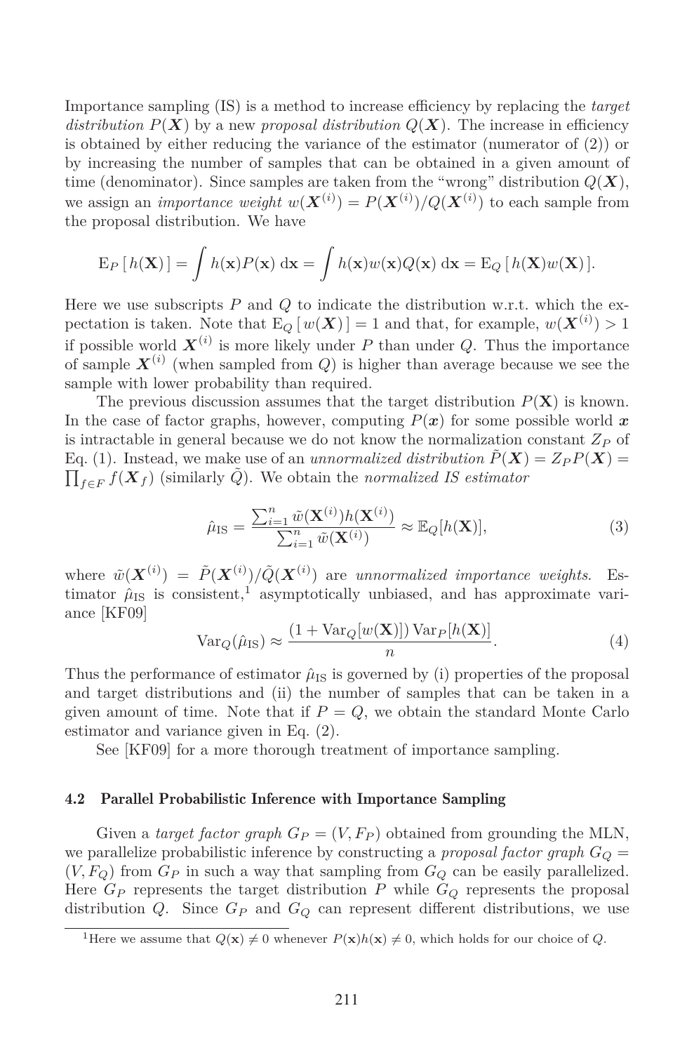Importance sampling (IS) is a method to increase efficiency by replacing the *target distribution* $P(\boldsymbol{X})$ by a new *proposal distribution* $Q(\boldsymbol{X})$. The increase in efficiency is obtained by either reducing the variance of the estimator (numerator of (2)) or by increasing the number of samples that can be obtained in a given amount of time (denominator). Since samples are taken from the "wrong" distribution $Q(\boldsymbol{X})$, we assign an *importance weight* $w(\boldsymbol{X}^{(i)}) = P(\boldsymbol{X}^{(i)})/Q(\boldsymbol{X}^{(i)})$ to each sample from the proposal distribution. We have

$$\mathrm{E}_P\,[\,h(\mathbf{X})\,] = \int h(\mathbf{x})P(\mathbf{x})\;\mathrm{d}\mathbf{x} = \int h(\mathbf{x})w(\mathbf{x})Q(\mathbf{x})\;\mathrm{d}\mathbf{x} = \mathrm{E}_Q\,[\,h(\mathbf{X})w(\mathbf{X})\,].$$

Here we use subscripts $P$ and $Q$ to indicate the distribution w.r.t. which the expectation is taken. Note that $\mathrm{E}_Q\,[\,w(\boldsymbol{X})\,] = 1$ and that, for example, $w(\boldsymbol{X}^{(i)}) > 1$ if possible world $\boldsymbol{X}^{(i)}$ is more likely under $P$ than under $Q$. Thus the importance of sample $\boldsymbol{X}^{(i)}$ (when sampled from $Q$) is higher than average because we see the sample with lower probability than required.

The previous discussion assumes that the target distribution $P(\mathbf{X})$ is known. In the case of factor graphs, however, computing $P(\boldsymbol{x})$ for some possible world $\boldsymbol{x}$ is intractable in general because we do not know the normalization constant $Z_P$ of Eq. (1). Instead, we make use of an *unnormalized distribution* $\tilde{P}(\boldsymbol{X}) = Z_P P(\boldsymbol{X}) = \prod_{f \in F} f(\boldsymbol{X}_f)$ (similarly $\tilde{Q}$). We obtain the *normalized IS estimator*

$$\hat{\mu}_{\mathrm{IS}} = \frac{\sum_{i=1}^{n} \tilde{w}(\mathbf{X}^{(i)})h(\mathbf{X}^{(i)})}{\sum_{i=1}^{n} \tilde{w}(\mathbf{X}^{(i)})} \approx \mathbb{E}_Q[h(\mathbf{X})], \tag{3}$$

where $\tilde{w}(\boldsymbol{X}^{(i)}) = \tilde{P}(\boldsymbol{X}^{(i)})/\tilde{Q}(\boldsymbol{X}^{(i)})$ are *unnormalized importance weights*. Estimator $\hat{\mu}_{\mathrm{IS}}$ is consistent,[1] asymptotically unbiased, and has approximate variance [KF09]

$$\mathrm{Var}_Q(\hat{\mu}_{\mathrm{IS}}) \approx \frac{(1 + \mathrm{Var}_Q[w(\mathbf{X})])\,\mathrm{Var}_P[h(\mathbf{X})]}{n}. \tag{4}$$

Thus the performance of estimator $\hat{\mu}_{\mathrm{IS}}$ is governed by (i) properties of the proposal and target distributions and (ii) the number of samples that can be taken in a given amount of time. Note that if $P = Q$, we obtain the standard Monte Carlo estimator and variance given in Eq. (2).

See [KF09] for a more thorough treatment of importance sampling.

### 4.2 Parallel Probabilistic Inference with Importance Sampling

Given a *target factor graph* $G_P = (V, F_P)$ obtained from grounding the MLN, we parallelize probabilistic inference by constructing a *proposal factor graph* $G_Q = (V, F_Q)$ from $G_P$ in such a way that sampling from $G_Q$ can be easily parallelized. Here $G_P$ represents the target distribution $P$ while $G_Q$ represents the proposal distribution $Q$. Since $G_P$ and $G_Q$ can represent different distributions, we use

[1] Here we assume that $Q(\mathbf{x}) \neq 0$ whenever $P(\mathbf{x})h(\mathbf{x}) \neq 0$, which holds for our choice of $Q$.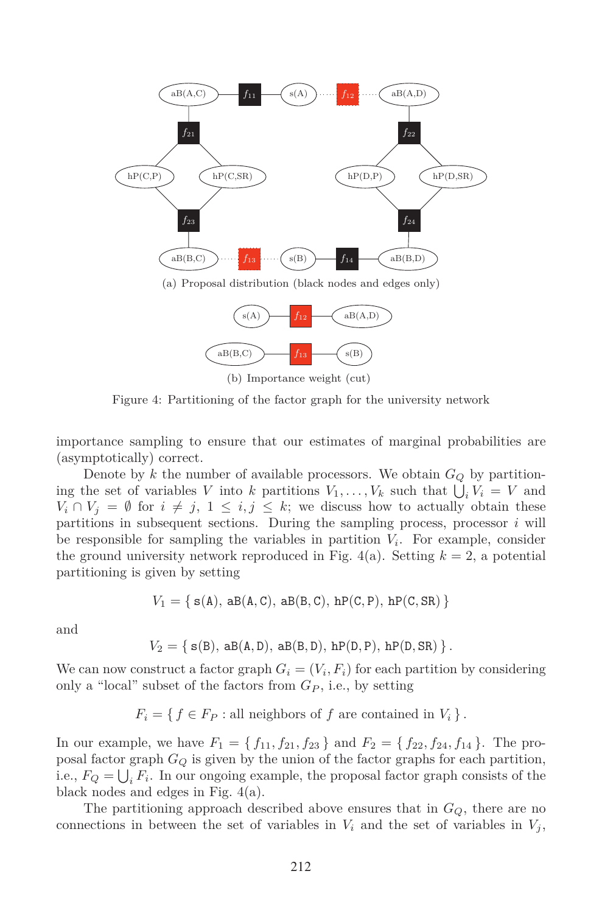(a) Proposal distribution (black nodes and edges only)

(b) Importance weight (cut)

Figure 4: Partitioning of the factor graph for the university network

importance sampling to ensure that our estimates of marginal probabilities are (asymptotically) correct.

Denote by $k$ the number of available processors. We obtain $G_Q$ by partitioning the set of variables $V$ into $k$ partitions $V_1, \ldots, V_k$ such that $\bigcup_i V_i = V$ and $V_i \cap V_j = \emptyset$ for $i \neq j$, $1 \leq i, j \leq k$; we discuss how to actually obtain these partitions in subsequent sections. During the sampling process, processor $i$ will be responsible for sampling the variables in partition $V_i$. For example, consider the ground university network reproduced in Fig. 4(a). Setting $k = 2$, a potential partitioning is given by setting

$$V_1 = \{\, \mathtt{s(A)},\, \mathtt{aB(A,C)},\, \mathtt{aB(B,C)},\, \mathtt{hP(C,P)},\, \mathtt{hP(C,SR)} \,\}$$

and

$$V_2 = \{\, \mathtt{s(B)},\, \mathtt{aB(A,D)},\, \mathtt{aB(B,D)},\, \mathtt{hP(D,P)},\, \mathtt{hP(D,SR)} \,\}.$$

We can now construct a factor graph $G_i = (V_i, F_i)$ for each partition by considering only a "local" subset of the factors from $G_P$, i.e., by setting

$$F_i = \{\, f \in F_P : \text{all neighbors of } f \text{ are contained in } V_i \,\}.$$

In our example, we have $F_1 = \{\, f_{11}, f_{21}, f_{23} \,\}$ and $F_2 = \{\, f_{22}, f_{24}, f_{14} \,\}$. The proposal factor graph $G_Q$ is given by the union of the factor graphs for each partition, i.e., $F_Q = \bigcup_i F_i$. In our ongoing example, the proposal factor graph consists of the black nodes and edges in Fig. 4(a).

The partitioning approach described above ensures that in $G_Q$, there are no connections in between the set of variables in $V_i$ and the set of variables in $V_j$,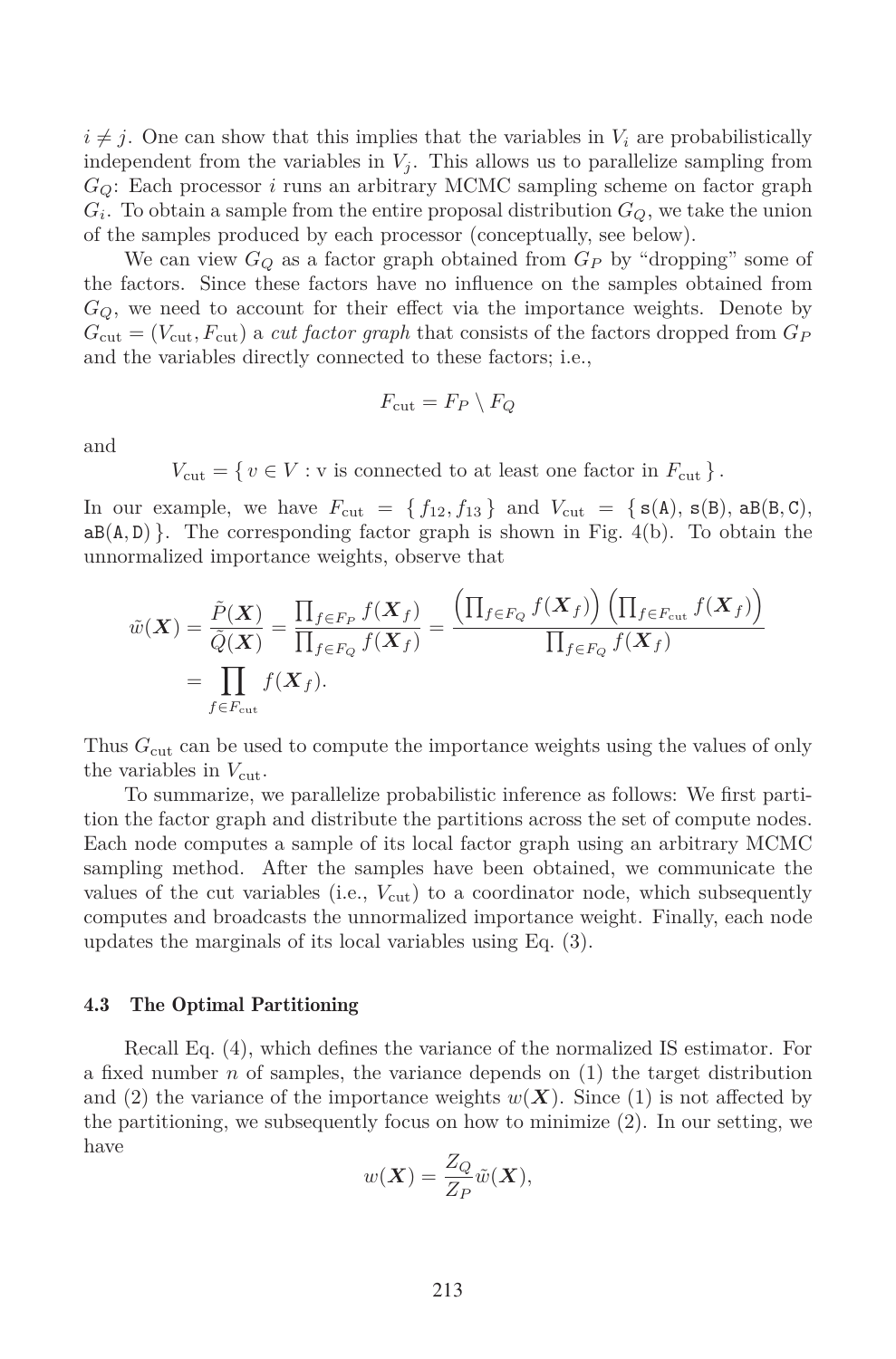$i \neq j$. One can show that this implies that the variables in $V_i$ are probabilistically independent from the variables in $V_j$. This allows us to parallelize sampling from $G_Q$: Each processor $i$ runs an arbitrary MCMC sampling scheme on factor graph $G_i$. To obtain a sample from the entire proposal distribution $G_Q$, we take the union of the samples produced by each processor (conceptually, see below).

We can view $G_Q$ as a factor graph obtained from $G_P$ by "dropping" some of the factors. Since these factors have no influence on the samples obtained from $G_Q$, we need to account for their effect via the importance weights. Denote by $G_{\text{cut}} = (V_{\text{cut}}, F_{\text{cut}})$ a *cut factor graph* that consists of the factors dropped from $G_P$ and the variables directly connected to these factors; i.e.,

$$F_{\text{cut}} = F_P \setminus F_Q$$

and

$$V_{\text{cut}} = \{\, v \in V : \text{v is connected to at least one factor in } F_{\text{cut}} \,\}.$$

In our example, we have $F_{\text{cut}} = \{\, f_{12}, f_{13} \,\}$ and $V_{\text{cut}} = \{\, \texttt{s(A)}, \texttt{s(B)}, \texttt{aB(B,C)}, \texttt{aB(A,D)} \,\}$. The corresponding factor graph is shown in Fig. 4(b). To obtain the unnormalized importance weights, observe that

$$\begin{aligned}
\tilde{w}(\boldsymbol{X}) = \frac{\tilde{P}(\boldsymbol{X})}{\tilde{Q}(\boldsymbol{X})} = \frac{\prod_{f \in F_P} f(\boldsymbol{X}_f)}{\prod_{f \in F_Q} f(\boldsymbol{X}_f)} = \frac{\left(\prod_{f \in F_Q} f(\boldsymbol{X}_f)\right)\left(\prod_{f \in F_{\text{cut}}} f(\boldsymbol{X}_f)\right)}{\prod_{f \in F_Q} f(\boldsymbol{X}_f)} \\
= \prod_{f \in F_{\text{cut}}} f(\boldsymbol{X}_f).
\end{aligned}$$

Thus $G_{\text{cut}}$ can be used to compute the importance weights using the values of only the variables in $V_{\text{cut}}$.

To summarize, we parallelize probabilistic inference as follows: We first partition the factor graph and distribute the partitions across the set of compute nodes. Each node computes a sample of its local factor graph using an arbitrary MCMC sampling method. After the samples have been obtained, we communicate the values of the cut variables (i.e., $V_{\text{cut}}$) to a coordinator node, which subsequently computes and broadcasts the unnormalized importance weight. Finally, each node updates the marginals of its local variables using Eq. (3).

### 4.3 The Optimal Partitioning

Recall Eq. (4), which defines the variance of the normalized IS estimator. For a fixed number $n$ of samples, the variance depends on (1) the target distribution and (2) the variance of the importance weights $w(\boldsymbol{X})$. Since (1) is not affected by the partitioning, we subsequently focus on how to minimize (2). In our setting, we have

$$w(\boldsymbol{X}) = \frac{Z_Q}{Z_P}\tilde{w}(\boldsymbol{X}),$$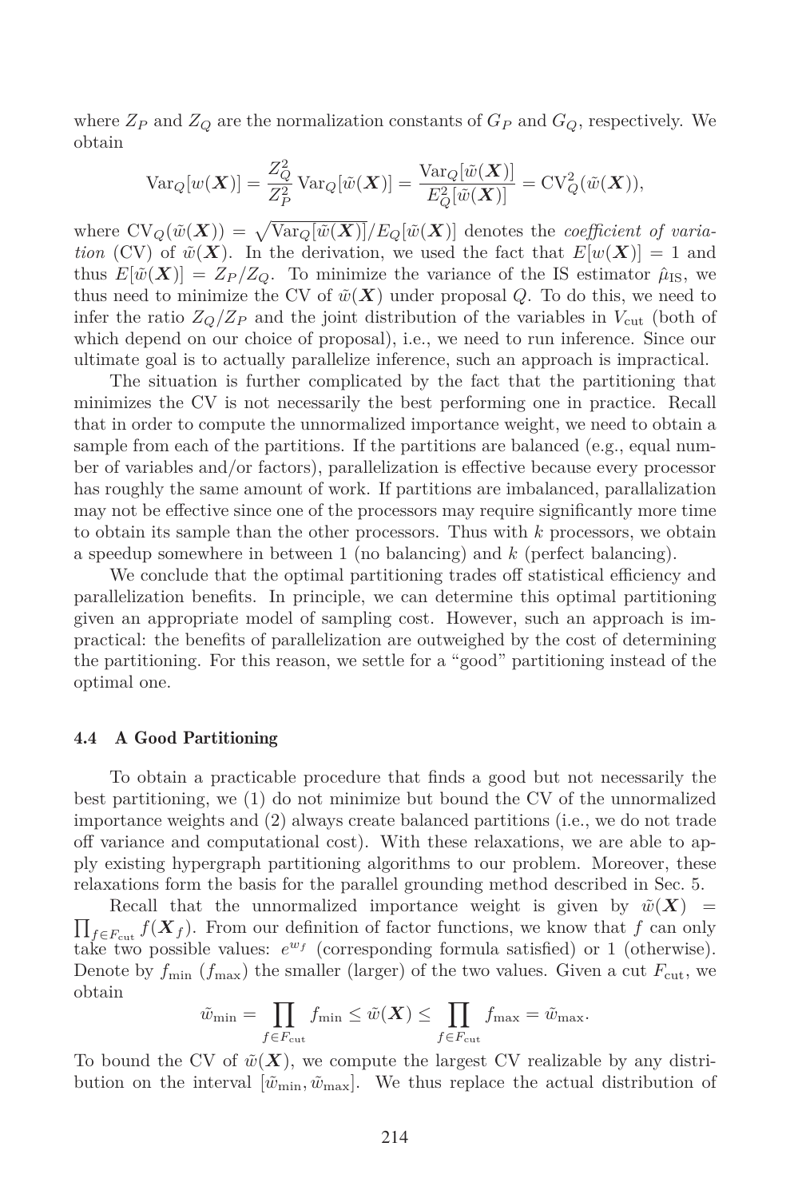where $Z_P$ and $Z_Q$ are the normalization constants of $G_P$ and $G_Q$, respectively. We obtain

$$\mathrm{Var}_Q[w(\boldsymbol{X})] = \frac{Z_Q^2}{Z_P^2}\,\mathrm{Var}_Q[\tilde{w}(\boldsymbol{X})] = \frac{\mathrm{Var}_Q[\tilde{w}(\boldsymbol{X})]}{E_Q^2[\tilde{w}(\boldsymbol{X})]} = \mathrm{CV}_Q^2(\tilde{w}(\boldsymbol{X})),$$

where $\mathrm{CV}_Q(\tilde{w}(\boldsymbol{X})) = \sqrt{\mathrm{Var}_Q[\tilde{w}(\boldsymbol{X})]}/E_Q[\tilde{w}(\boldsymbol{X})]$ denotes the *coefficient of variation* (CV) of $\tilde{w}(\boldsymbol{X})$. In the derivation, we used the fact that $E[w(\boldsymbol{X})] = 1$ and thus $E[\tilde{w}(\boldsymbol{X})] = Z_P/Z_Q$. To minimize the variance of the IS estimator $\hat{\mu}_{\mathrm{IS}}$, we thus need to minimize the CV of $\tilde{w}(\boldsymbol{X})$ under proposal $Q$. To do this, we need to infer the ratio $Z_Q/Z_P$ and the joint distribution of the variables in $V_{\mathrm{cut}}$ (both of which depend on our choice of proposal), i.e., we need to run inference. Since our ultimate goal is to actually parallelize inference, such an approach is impractical.

The situation is further complicated by the fact that the partitioning that minimizes the CV is not necessarily the best performing one in practice. Recall that in order to compute the unnormalized importance weight, we need to obtain a sample from each of the partitions. If the partitions are balanced (e.g., equal number of variables and/or factors), parallelization is effective because every processor has roughly the same amount of work. If partitions are imbalanced, parallalization may not be effective since one of the processors may require significantly more time to obtain its sample than the other processors. Thus with $k$ processors, we obtain a speedup somewhere in between 1 (no balancing) and $k$ (perfect balancing).

We conclude that the optimal partitioning trades off statistical efficiency and parallelization benefits. In principle, we can determine this optimal partitioning given an appropriate model of sampling cost. However, such an approach is impractical: the benefits of parallelization are outweighed by the cost of determining the partitioning. For this reason, we settle for a "good" partitioning instead of the optimal one.

### 4.4 A Good Partitioning

To obtain a practicable procedure that finds a good but not necessarily the best partitioning, we (1) do not minimize but bound the CV of the unnormalized importance weights and (2) always create balanced partitions (i.e., we do not trade off variance and computational cost). With these relaxations, we are able to apply existing hypergraph partitioning algorithms to our problem. Moreover, these relaxations form the basis for the parallel grounding method described in Sec. 5.

Recall that the unnormalized importance weight is given by $\tilde{w}(\boldsymbol{X}) = \prod_{f \in F_{\mathrm{cut}}} f(\boldsymbol{X}_f)$. From our definition of factor functions, we know that $f$ can only take two possible values: $e^{w_f}$ (corresponding formula satisfied) or 1 (otherwise). Denote by $f_{\min}$ ($f_{\max}$) the smaller (larger) of the two values. Given a cut $F_{\mathrm{cut}}$, we obtain

$$\tilde{w}_{\min} = \prod_{f \in F_{\mathrm{cut}}} f_{\min} \leq \tilde{w}(\boldsymbol{X}) \leq \prod_{f \in F_{\mathrm{cut}}} f_{\max} = \tilde{w}_{\max}.$$

To bound the CV of $\tilde{w}(\boldsymbol{X})$, we compute the largest CV realizable by any distribution on the interval $[\tilde{w}_{\min}, \tilde{w}_{\max}]$. We thus replace the actual distribution of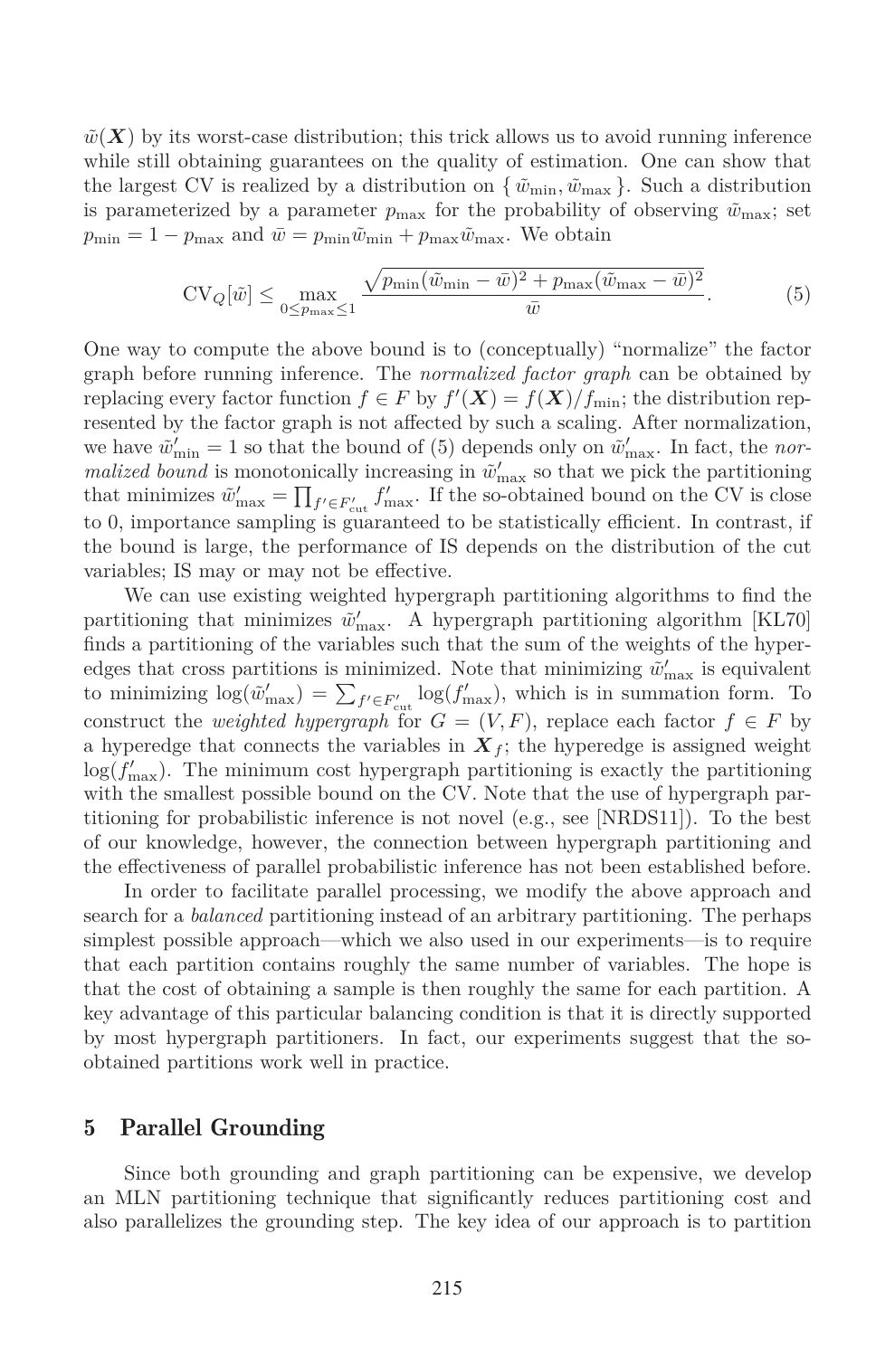$\tilde{w}(\boldsymbol{X})$ by its worst-case distribution; this trick allows us to avoid running inference while still obtaining guarantees on the quality of estimation. One can show that the largest CV is realized by a distribution on $\{\tilde{w}_{\min}, \tilde{w}_{\max}\}$. Such a distribution is parameterized by a parameter $p_{\max}$ for the probability of observing $\tilde{w}_{\max}$; set $p_{\min} = 1 - p_{\max}$ and $\bar{w} = p_{\min}\tilde{w}_{\min} + p_{\max}\tilde{w}_{\max}$. We obtain

$$\mathrm{CV}_Q[\tilde{w}] \leq \max_{0 \leq p_{\max} \leq 1} \frac{\sqrt{p_{\min}(\tilde{w}_{\min} - \bar{w})^2 + p_{\max}(\tilde{w}_{\max} - \bar{w})^2}}{\bar{w}}. \tag{5}$$

One way to compute the above bound is to (conceptually) "normalize" the factor graph before running inference. The *normalized factor graph* can be obtained by replacing every factor function $f \in F$ by $f'(\boldsymbol{X}) = f(\boldsymbol{X})/f_{\min}$; the distribution represented by the factor graph is not affected by such a scaling. After normalization, we have $\tilde{w}'_{\min} = 1$ so that the bound of (5) depends only on $\tilde{w}'_{\max}$. In fact, the *normalized bound* is monotonically increasing in $\tilde{w}'_{\max}$ so that we pick the partitioning that minimizes $\tilde{w}'_{\max} = \prod_{f' \in F'_{\text{cut}}} f'_{\max}$. If the so-obtained bound on the CV is close to 0, importance sampling is guaranteed to be statistically efficient. In contrast, if the bound is large, the performance of IS depends on the distribution of the cut variables; IS may or may not be effective.

We can use existing weighted hypergraph partitioning algorithms to find the partitioning that minimizes $\tilde{w}'_{\max}$. A hypergraph partitioning algorithm [KL70] finds a partitioning of the variables such that the sum of the weights of the hyperedges that cross partitions is minimized. Note that minimizing $\tilde{w}'_{\max}$ is equivalent to minimizing $\log(\tilde{w}'_{\max}) = \sum_{f' \in F'_{\text{cut}}} \log(f'_{\max})$, which is in summation form. To construct the *weighted hypergraph* for $G = (V, F)$, replace each factor $f \in F$ by a hyperedge that connects the variables in $\boldsymbol{X}_f$; the hyperedge is assigned weight $\log(f'_{\max})$. The minimum cost hypergraph partitioning is exactly the partitioning with the smallest possible bound on the CV. Note that the use of hypergraph partitioning for probabilistic inference is not novel (e.g., see [NRDS11]). To the best of our knowledge, however, the connection between hypergraph partitioning and the effectiveness of parallel probabilistic inference has not been established before.

In order to facilitate parallel processing, we modify the above approach and search for a *balanced* partitioning instead of an arbitrary partitioning. The perhaps simplest possible approach—which we also used in our experiments—is to require that each partition contains roughly the same number of variables. The hope is that the cost of obtaining a sample is then roughly the same for each partition. A key advantage of this particular balancing condition is that it is directly supported by most hypergraph partitioners. In fact, our experiments suggest that the so-obtained partitions work well in practice.

## 5 Parallel Grounding

Since both grounding and graph partitioning can be expensive, we develop an MLN partitioning technique that significantly reduces partitioning cost and also parallelizes the grounding step. The key idea of our approach is to partition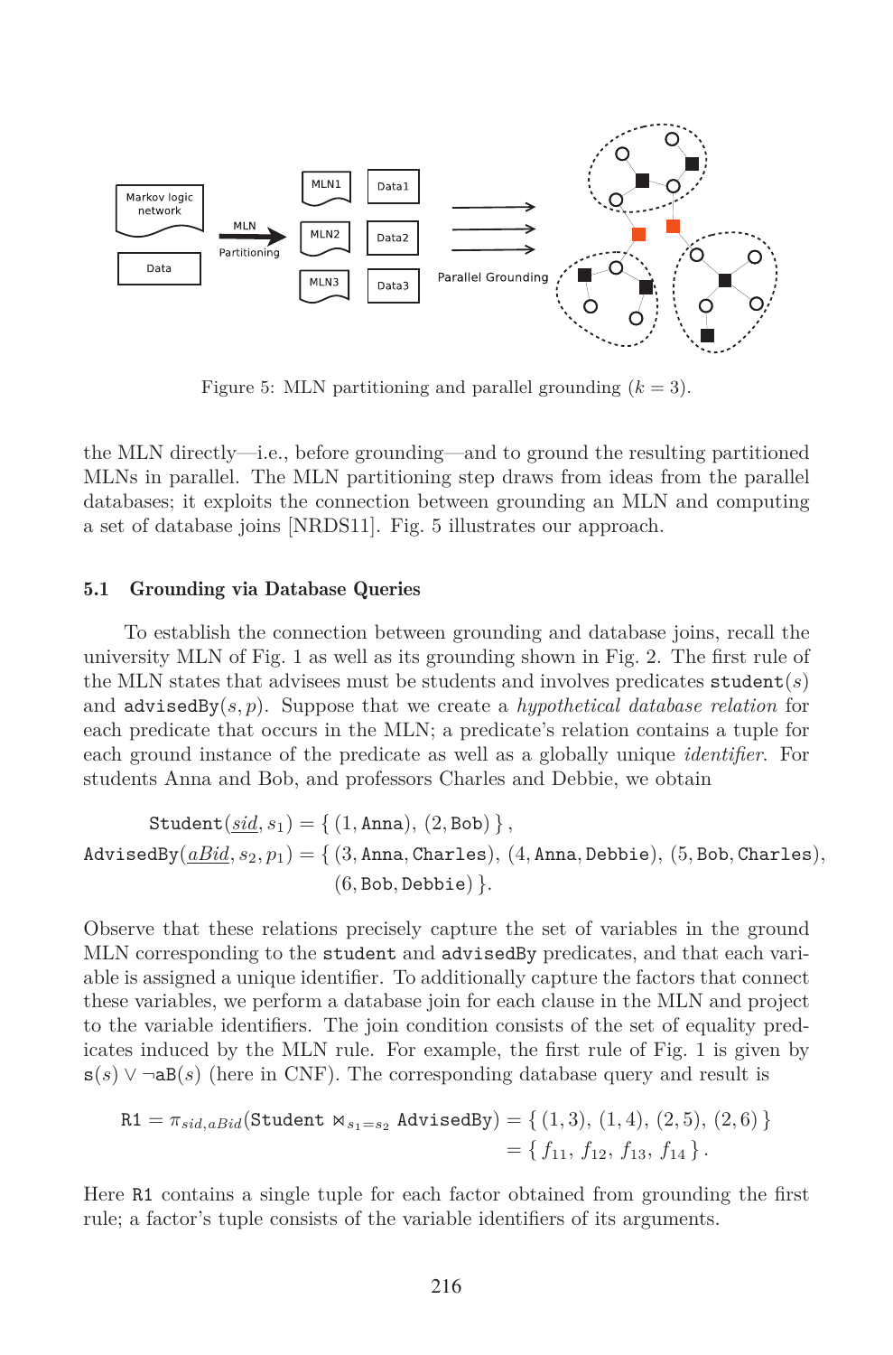Figure 5: MLN partitioning and parallel grounding ($k = 3$).

the MLN directly—i.e., before grounding—and to ground the resulting partitioned MLNs in parallel. The MLN partitioning step draws from ideas from the parallel databases; it exploits the connection between grounding an MLN and computing a set of database joins [NRDS11]. Fig. 5 illustrates our approach.

### 5.1 Grounding via Database Queries

To establish the connection between grounding and database joins, recall the university MLN of Fig. 1 as well as its grounding shown in Fig. 2. The first rule of the MLN states that advisees must be students and involves predicates $\texttt{student}(s)$ and $\texttt{advisedBy}(s, p)$. Suppose that we create a *hypothetical database relation* for each predicate that occurs in the MLN; a predicate's relation contains a tuple for each ground instance of the predicate as well as a globally unique *identifier*. For students Anna and Bob, and professors Charles and Debbie, we obtain

$$\texttt{Student}(\underline{sid}, s_1) = \{\, (1, \texttt{Anna}),\ (2, \texttt{Bob}) \,\},$$

$$\texttt{AdvisedBy}(\underline{aBid}, s_2, p_1) = \{\, (3, \texttt{Anna}, \texttt{Charles}),\ (4, \texttt{Anna}, \texttt{Debbie}),\ (5, \texttt{Bob}, \texttt{Charles}),\ (6, \texttt{Bob}, \texttt{Debbie}) \,\}.$$

Observe that these relations precisely capture the set of variables in the ground MLN corresponding to the student and advisedBy predicates, and that each variable is assigned a unique identifier. To additionally capture the factors that connect these variables, we perform a database join for each clause in the MLN and project to the variable identifiers. The join condition consists of the set of equality predicates induced by the MLN rule. For example, the first rule of Fig. 1 is given by $\texttt{s}(s) \vee \neg\texttt{aB}(s)$ (here in CNF). The corresponding database query and result is

$$\begin{aligned}\texttt{R1} = \pi_{sid,aBid}(\texttt{Student} \bowtie_{s_1=s_2} \texttt{AdvisedBy}) &= \{\, (1,3),\ (1,4),\ (2,5),\ (2,6) \,\} \\ &= \{\, f_{11},\ f_{12},\ f_{13},\ f_{14} \,\}.\end{aligned}$$

Here R1 contains a single tuple for each factor obtained from grounding the first rule; a factor's tuple consists of the variable identifiers of its arguments.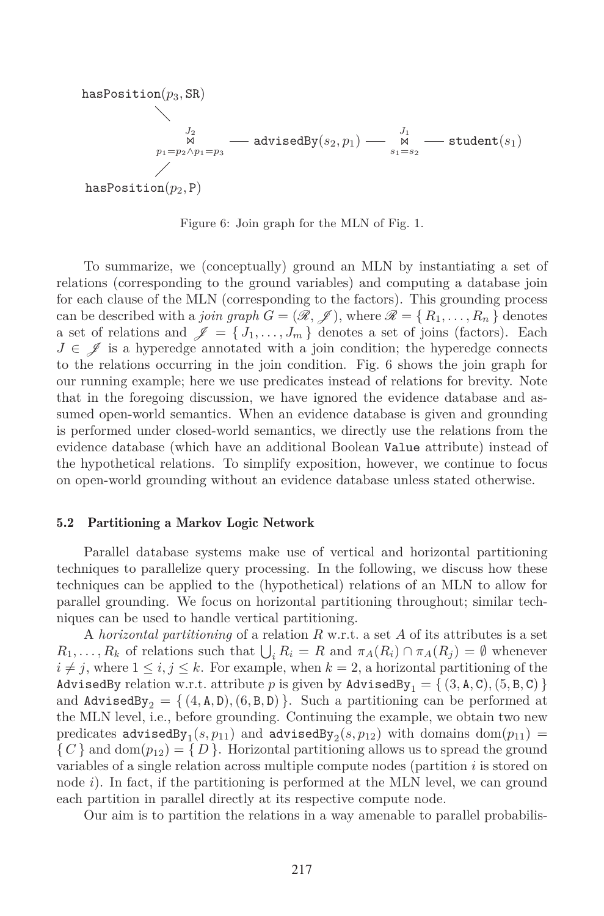$$\texttt{hasPosition}(p_3, \texttt{SR}) \quad \texttt{hasPosition}(p_2, \texttt{P}) \;\text{—}\; \underset{p_1=p_2 \wedge p_1=p_3}{\overset{J_2}{\bowtie}} \;\text{—}\; \texttt{advisedBy}(s_2, p_1) \;\text{—}\; \underset{s_1=s_2}{\overset{J_1}{\bowtie}} \;\text{—}\; \texttt{student}(s_1)$$

Figure 6: Join graph for the MLN of Fig. 1.

To summarize, we (conceptually) ground an MLN by instantiating a set of relations (corresponding to the ground variables) and computing a database join for each clause of the MLN (corresponding to the factors). This grounding process can be described with a *join graph* $G = (\mathscr{R}, \mathscr{J})$, where $\mathscr{R} = \{ R_1, \ldots, R_n \}$ denotes a set of relations and $\mathscr{J} = \{ J_1, \ldots, J_m \}$ denotes a set of joins (factors). Each $J \in \mathscr{J}$ is a hyperedge annotated with a join condition; the hyperedge connects to the relations occurring in the join condition. Fig. 6 shows the join graph for our running example; here we use predicates instead of relations for brevity. Note that in the foregoing discussion, we have ignored the evidence database and assumed open-world semantics. When an evidence database is given and grounding is performed under closed-world semantics, we directly use the relations from the evidence database (which have an additional Boolean `Value` attribute) instead of the hypothetical relations. To simplify exposition, however, we continue to focus on open-world grounding without an evidence database unless stated otherwise.

### 5.2 Partitioning a Markov Logic Network

Parallel database systems make use of vertical and horizontal partitioning techniques to parallelize query processing. In the following, we discuss how these techniques can be applied to the (hypothetical) relations of an MLN to allow for parallel grounding. We focus on horizontal partitioning throughout; similar techniques can be used to handle vertical partitioning.

A *horizontal partitioning* of a relation $R$ w.r.t. a set $A$ of its attributes is a set $R_1, \ldots, R_k$ of relations such that $\bigcup_i R_i = R$ and $\pi_A(R_i) \cap \pi_A(R_j) = \emptyset$ whenever $i \neq j$, where $1 \leq i, j \leq k$. For example, when $k = 2$, a horizontal partitioning of the AdvisedBy relation w.r.t. attribute $p$ is given by $\texttt{AdvisedBy}_1 = \{ (3, \texttt{A}, \texttt{C}), (5, \texttt{B}, \texttt{C}) \}$ and $\texttt{AdvisedBy}_2 = \{ (4, \texttt{A}, \texttt{D}), (6, \texttt{B}, \texttt{D}) \}$. Such a partitioning can be performed at the MLN level, i.e., before grounding. Continuing the example, we obtain two new predicates $\texttt{advisedBy}_1(s, p_{11})$ and $\texttt{advisedBy}_2(s, p_{12})$ with domains $\text{dom}(p_{11}) = \{ C \}$ and $\text{dom}(p_{12}) = \{ D \}$. Horizontal partitioning allows us to spread the ground variables of a single relation across multiple compute nodes (partition $i$ is stored on node $i$). In fact, if the partitioning is performed at the MLN level, we can ground each partition in parallel directly at its respective compute node.

Our aim is to partition the relations in a way amenable to parallel probabilis-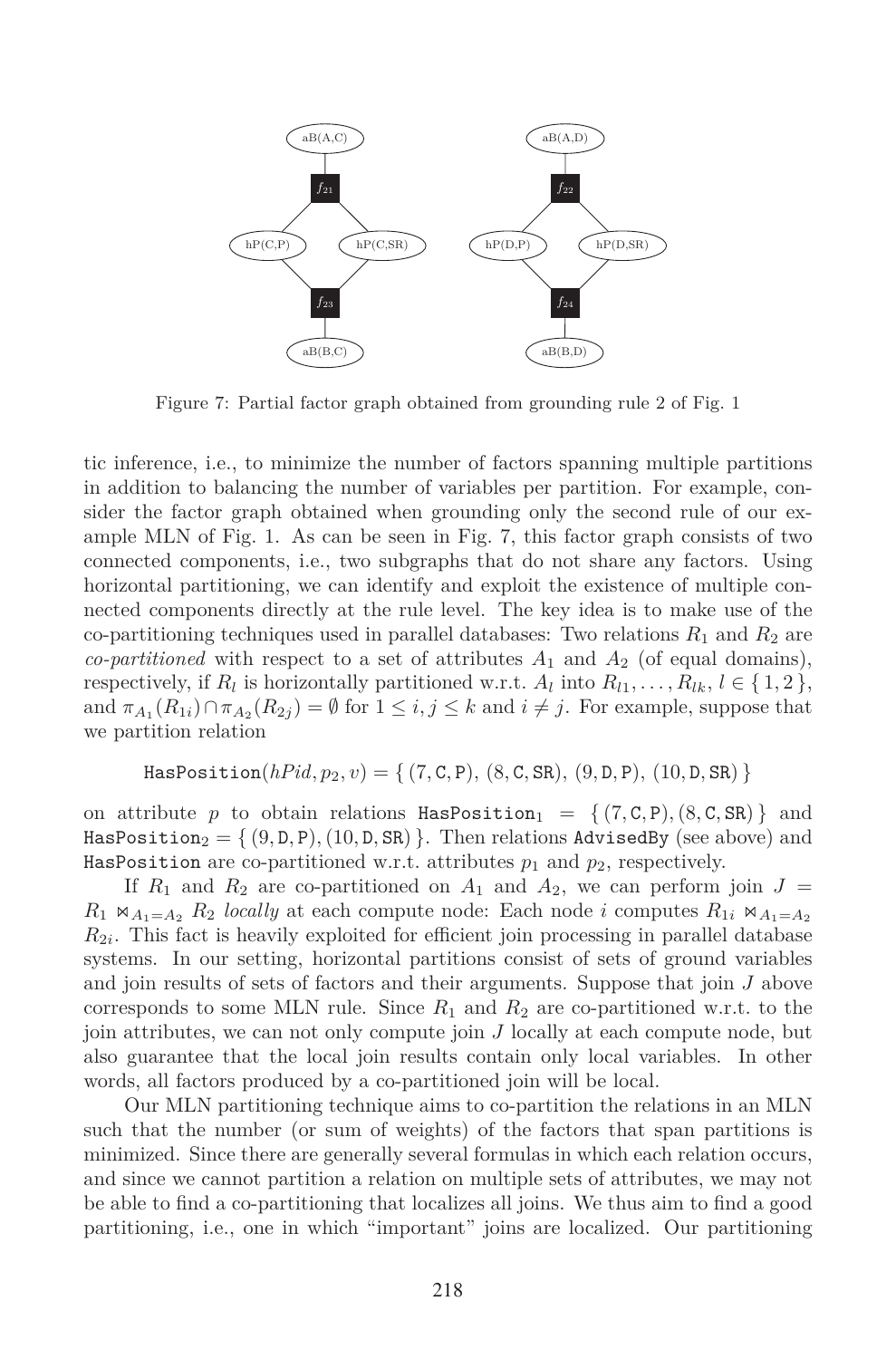Figure 7: Partial factor graph obtained from grounding rule 2 of Fig. 1

tic inference, i.e., to minimize the number of factors spanning multiple partitions in addition to balancing the number of variables per partition. For example, consider the factor graph obtained when grounding only the second rule of our example MLN of Fig. 1. As can be seen in Fig. 7, this factor graph consists of two connected components, i.e., two subgraphs that do not share any factors. Using horizontal partitioning, we can identify and exploit the existence of multiple connected components directly at the rule level. The key idea is to make use of the co-partitioning techniques used in parallel databases: Two relations $R_1$ and $R_2$ are *co-partitioned* with respect to a set of attributes $A_1$ and $A_2$ (of equal domains), respectively, if $R_l$ is horizontally partitioned w.r.t. $A_l$ into $R_{l1}, \ldots, R_{lk}$, $l \in \{1, 2\}$, and $\pi_{A_1}(R_{1i}) \cap \pi_{A_2}(R_{2j}) = \emptyset$ for $1 \leq i, j \leq k$ and $i \neq j$. For example, suppose that we partition relation

$$\texttt{HasPosition}(hPid, p_2, v) = \{ (7, \texttt{C}, \texttt{P}), (8, \texttt{C}, \texttt{SR}), (9, \texttt{D}, \texttt{P}), (10, \texttt{D}, \texttt{SR}) \}$$

on attribute $p$ to obtain relations $\texttt{HasPosition}_1 = \{ (7, \texttt{C}, \texttt{P}), (8, \texttt{C}, \texttt{SR}) \}$ and $\texttt{HasPosition}_2 = \{ (9, \texttt{D}, \texttt{P}), (10, \texttt{D}, \texttt{SR}) \}$. Then relations AdvisedBy (see above) and HasPosition are co-partitioned w.r.t. attributes $p_1$ and $p_2$, respectively.

If $R_1$ and $R_2$ are co-partitioned on $A_1$ and $A_2$, we can perform join $J = R_1 \bowtie_{A_1 = A_2} R_2$ *locally* at each compute node: Each node $i$ computes $R_{1i} \bowtie_{A_1 = A_2} R_{2i}$. This fact is heavily exploited for efficient join processing in parallel database systems. In our setting, horizontal partitions consist of sets of ground variables and join results of sets of factors and their arguments. Suppose that join $J$ above corresponds to some MLN rule. Since $R_1$ and $R_2$ are co-partitioned w.r.t. to the join attributes, we can not only compute join $J$ locally at each compute node, but also guarantee that the local join results contain only local variables. In other words, all factors produced by a co-partitioned join will be local.

Our MLN partitioning technique aims to co-partition the relations in an MLN such that the number (or sum of weights) of the factors that span partitions is minimized. Since there are generally several formulas in which each relation occurs, and since we cannot partition a relation on multiple sets of attributes, we may not be able to find a co-partitioning that localizes all joins. We thus aim to find a good partitioning, i.e., one in which "important" joins are localized. Our partitioning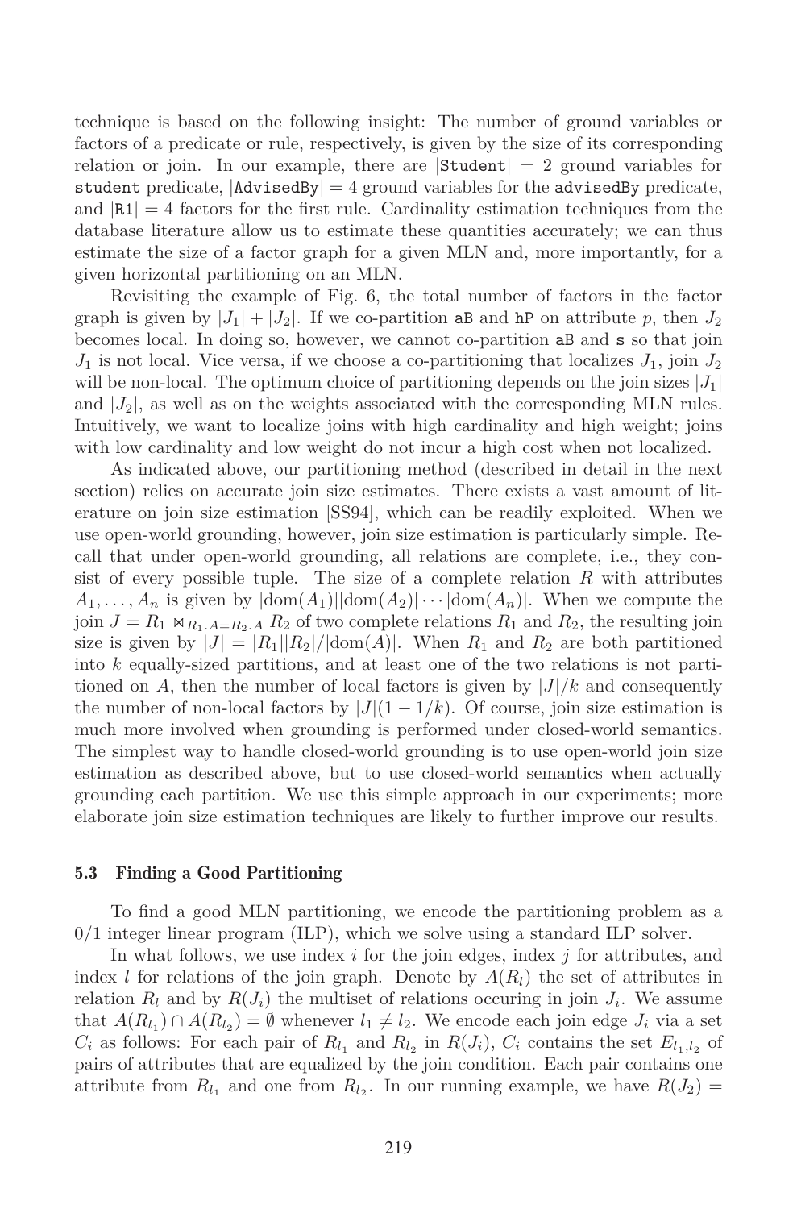technique is based on the following insight: The number of ground variables or factors of a predicate or rule, respectively, is given by the size of its corresponding relation or join. In our example, there are $|\texttt{Student}| = 2$ ground variables for `student` predicate, $|\texttt{AdvisedBy}| = 4$ ground variables for the `advisedBy` predicate, and $|\texttt{R1}| = 4$ factors for the first rule. Cardinality estimation techniques from the database literature allow us to estimate these quantities accurately; we can thus estimate the size of a factor graph for a given MLN and, more importantly, for a given horizontal partitioning on an MLN.

Revisiting the example of Fig. 6, the total number of factors in the factor graph is given by $|J_1| + |J_2|$. If we co-partition `aB` and `hP` on attribute $p$, then $J_2$ becomes local. In doing so, however, we cannot co-partition `aB` and `s` so that join $J_1$ is not local. Vice versa, if we choose a co-partitioning that localizes $J_1$, join $J_2$ will be non-local. The optimum choice of partitioning depends on the join sizes $|J_1|$ and $|J_2|$, as well as on the weights associated with the corresponding MLN rules. Intuitively, we want to localize joins with high cardinality and high weight; joins with low cardinality and low weight do not incur a high cost when not localized.

As indicated above, our partitioning method (described in detail in the next section) relies on accurate join size estimates. There exists a vast amount of literature on join size estimation [SS94], which can be readily exploited. When we use open-world grounding, however, join size estimation is particularly simple. Recall that under open-world grounding, all relations are complete, i.e., they consist of every possible tuple. The size of a complete relation $R$ with attributes $A_1, \ldots, A_n$ is given by $|\mathrm{dom}(A_1)||\mathrm{dom}(A_2)| \cdots |\mathrm{dom}(A_n)|$. When we compute the join $J = R_1 \bowtie_{R_1.A=R_2.A} R_2$ of two complete relations $R_1$ and $R_2$, the resulting join size is given by $|J| = |R_1||R_2|/|\mathrm{dom}(A)|$. When $R_1$ and $R_2$ are both partitioned into $k$ equally-sized partitions, and at least one of the two relations is not partitioned on $A$, then the number of local factors is given by $|J|/k$ and consequently the number of non-local factors by $|J|(1 - 1/k)$. Of course, join size estimation is much more involved when grounding is performed under closed-world semantics. The simplest way to handle closed-world grounding is to use open-world join size estimation as described above, but to use closed-world semantics when actually grounding each partition. We use this simple approach in our experiments; more elaborate join size estimation techniques are likely to further improve our results.

### 5.3 Finding a Good Partitioning

To find a good MLN partitioning, we encode the partitioning problem as a 0/1 integer linear program (ILP), which we solve using a standard ILP solver.

In what follows, we use index $i$ for the join edges, index $j$ for attributes, and index $l$ for relations of the join graph. Denote by $A(R_l)$ the set of attributes in relation $R_l$ and by $R(J_i)$ the multiset of relations occuring in join $J_i$. We assume that $A(R_{l_1}) \cap A(R_{l_2}) = \emptyset$ whenever $l_1 \neq l_2$. We encode each join edge $J_i$ via a set $C_i$ as follows: For each pair of $R_{l_1}$ and $R_{l_2}$ in $R(J_i)$, $C_i$ contains the set $E_{l_1,l_2}$ of pairs of attributes that are equalized by the join condition. Each pair contains one attribute from $R_{l_1}$ and one from $R_{l_2}$. In our running example, we have $R(J_2) =$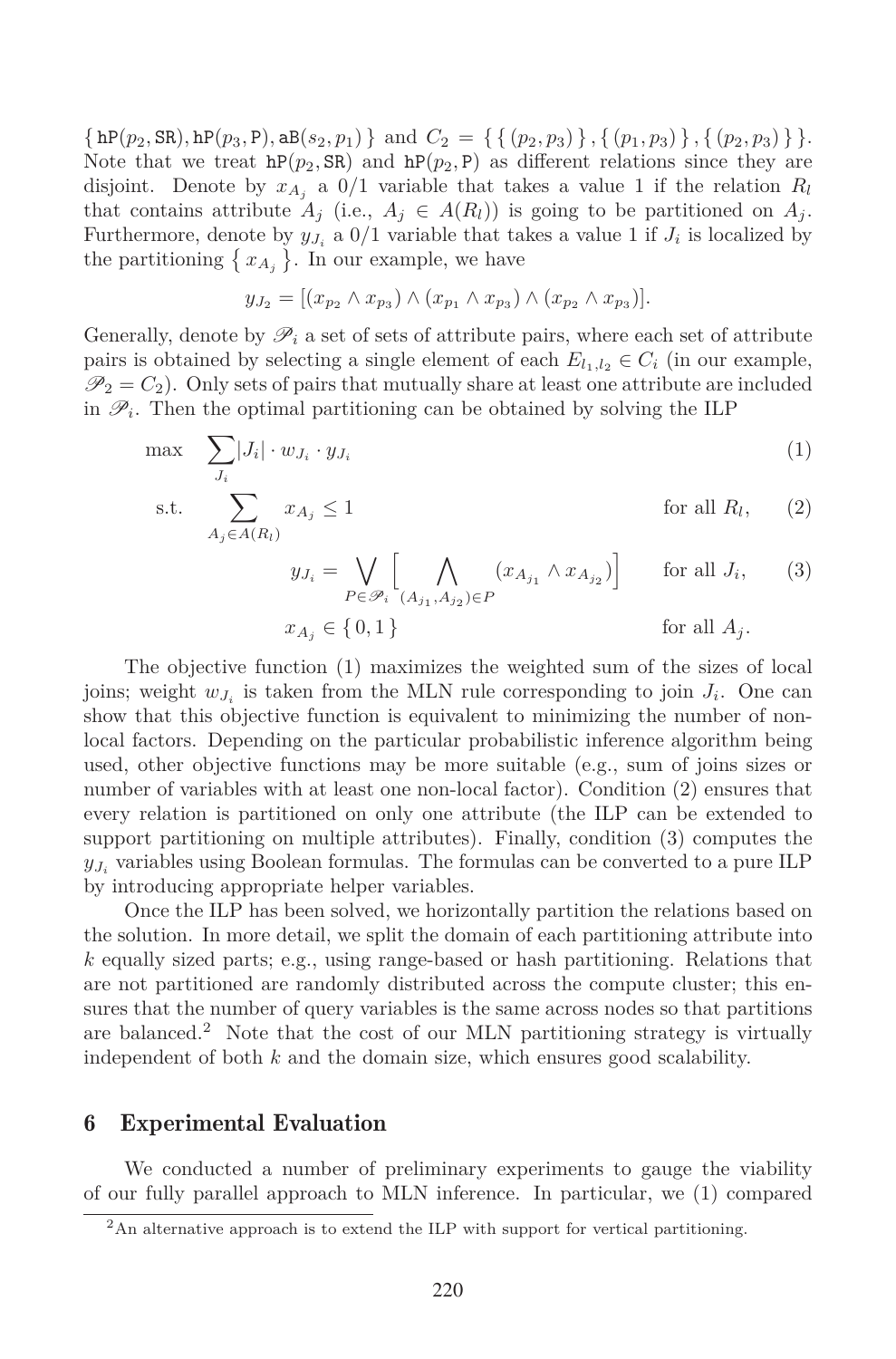$\{ \mathtt{hP}(p_2, \mathtt{SR}), \mathtt{hP}(p_3, \mathtt{P}), \mathtt{aB}(s_2, p_1) \}$ and $C_2 = \{ \{ (p_2, p_3) \}, \{ (p_1, p_3) \}, \{ (p_2, p_3) \} \}$. Note that we treat $\mathtt{hP}(p_2, \mathtt{SR})$ and $\mathtt{hP}(p_2, \mathtt{P})$ as different relations since they are disjoint. Denote by $x_{A_j}$ a 0/1 variable that takes a value 1 if the relation $R_l$ that contains attribute $A_j$ (i.e., $A_j \in A(R_l)$) is going to be partitioned on $A_j$. Furthermore, denote by $y_{J_i}$ a 0/1 variable that takes a value 1 if $J_i$ is localized by the partitioning $\{ x_{A_j} \}$. In our example, we have

$$y_{J_2} = [(x_{p_2} \wedge x_{p_3}) \wedge (x_{p_1} \wedge x_{p_3}) \wedge (x_{p_2} \wedge x_{p_3})].$$

Generally, denote by $\mathscr{P}_i$ a set of sets of attribute pairs, where each set of attribute pairs is obtained by selecting a single element of each $E_{l_1,l_2} \in C_i$ (in our example, $\mathscr{P}_2 = C_2$). Only sets of pairs that mutually share at least one attribute are included in $\mathscr{P}_i$. Then the optimal partitioning can be obtained by solving the ILP

$$\max \quad \sum_{J_i} |J_i| \cdot w_{J_i} \cdot y_{J_i} \tag{1}$$

$$\text{s.t.} \quad \sum_{A_j \in A(R_l)} x_{A_j} \leq 1 \qquad \text{for all } R_l, \tag{2}$$

$$y_{J_i} = \bigvee_{P \in \mathscr{P}_i} \Big[ \bigwedge_{(A_{j_1}, A_{j_2}) \in P} (x_{A_{j_1}} \wedge x_{A_{j_2}}) \Big] \qquad \text{for all } J_i, \tag{3}$$

$$x_{A_j} \in \{ 0, 1 \} \qquad \text{for all } A_j.$$

The objective function (1) maximizes the weighted sum of the sizes of local joins; weight $w_{J_i}$ is taken from the MLN rule corresponding to join $J_i$. One can show that this objective function is equivalent to minimizing the number of non-local factors. Depending on the particular probabilistic inference algorithm being used, other objective functions may be more suitable (e.g., sum of joins sizes or number of variables with at least one non-local factor). Condition (2) ensures that every relation is partitioned on only one attribute (the ILP can be extended to support partitioning on multiple attributes). Finally, condition (3) computes the $y_{J_i}$ variables using Boolean formulas. The formulas can be converted to a pure ILP by introducing appropriate helper variables.

Once the ILP has been solved, we horizontally partition the relations based on the solution. In more detail, we split the domain of each partitioning attribute into $k$ equally sized parts; e.g., using range-based or hash partitioning. Relations that are not partitioned are randomly distributed across the compute cluster; this ensures that the number of query variables is the same across nodes so that partitions are balanced.[2] Note that the cost of our MLN partitioning strategy is virtually independent of both $k$ and the domain size, which ensures good scalability.

## 6 Experimental Evaluation

We conducted a number of preliminary experiments to gauge the viability of our fully parallel approach to MLN inference. In particular, we (1) compared

[2] An alternative approach is to extend the ILP with support for vertical partitioning.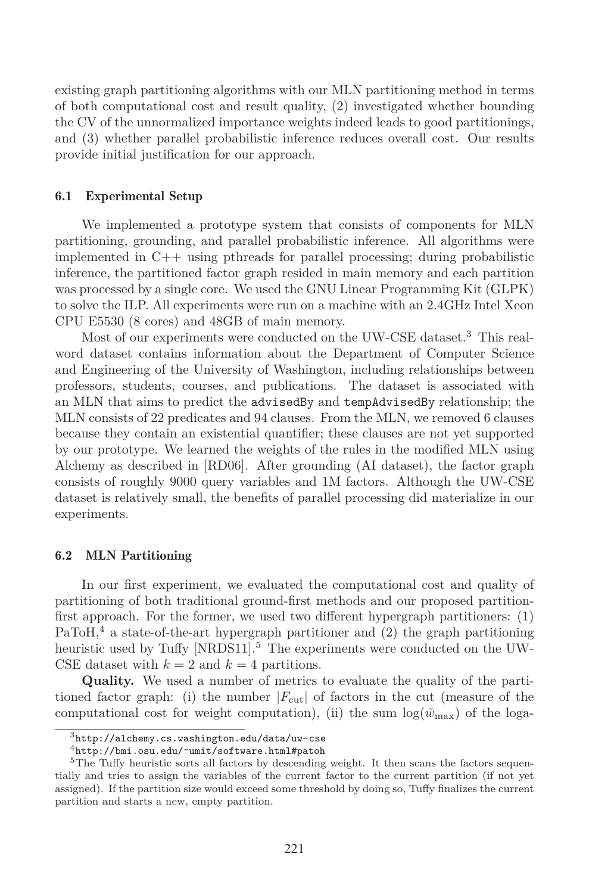existing graph partitioning algorithms with our MLN partitioning method in terms of both computational cost and result quality, (2) investigated whether bounding the CV of the unnormalized importance weights indeed leads to good partitionings, and (3) whether parallel probabilistic inference reduces overall cost. Our results provide initial justification for our approach.

### 6.1 Experimental Setup

We implemented a prototype system that consists of components for MLN partitioning, grounding, and parallel probabilistic inference. All algorithms were implemented in C++ using pthreads for parallel processing; during probabilistic inference, the partitioned factor graph resided in main memory and each partition was processed by a single core. We used the GNU Linear Programming Kit (GLPK) to solve the ILP. All experiments were run on a machine with an 2.4GHz Intel Xeon CPU E5530 (8 cores) and 48GB of main memory.

Most of our experiments were conducted on the UW-CSE dataset.[3] This real-word dataset contains information about the Department of Computer Science and Engineering of the University of Washington, including relationships between professors, students, courses, and publications. The dataset is associated with an MLN that aims to predict the `advisedBy` and `tempAdvisedBy` relationship; the MLN consists of 22 predicates and 94 clauses. From the MLN, we removed 6 clauses because they contain an existential quantifier; these clauses are not yet supported by our prototype. We learned the weights of the rules in the modified MLN using Alchemy as described in [RD06]. After grounding (AI dataset), the factor graph consists of roughly 9000 query variables and 1M factors. Although the UW-CSE dataset is relatively small, the benefits of parallel processing did materialize in our experiments.

### 6.2 MLN Partitioning

In our first experiment, we evaluated the computational cost and quality of partitioning of both traditional ground-first methods and our proposed partition-first approach. For the former, we used two different hypergraph partitioners: (1) PaToH,[4] a state-of-the-art hypergraph partitioner and (2) the graph partitioning heuristic used by Tuffy [NRDS11].[5] The experiments were conducted on the UW-CSE dataset with $k = 2$ and $k = 4$ partitions.

**Quality.** We used a number of metrics to evaluate the quality of the partitioned factor graph: (i) the number $|F_{\text{cut}}|$ of factors in the cut (measure of the computational cost for weight computation), (ii) the sum $\log(\tilde{w}_{\max})$ of the loga-

---

[3] `http://alchemy.cs.washington.edu/data/uw-cse`

[4] `http://bmi.osu.edu/~umit/software.html#patoh`

[5] The Tuffy heuristic sorts all factors by descending weight. It then scans the factors sequentially and tries to assign the variables of the current factor to the current partition (if not yet assigned). If the partition size would exceed some threshold by doing so, Tuffy finalizes the current partition and starts a new, empty partition.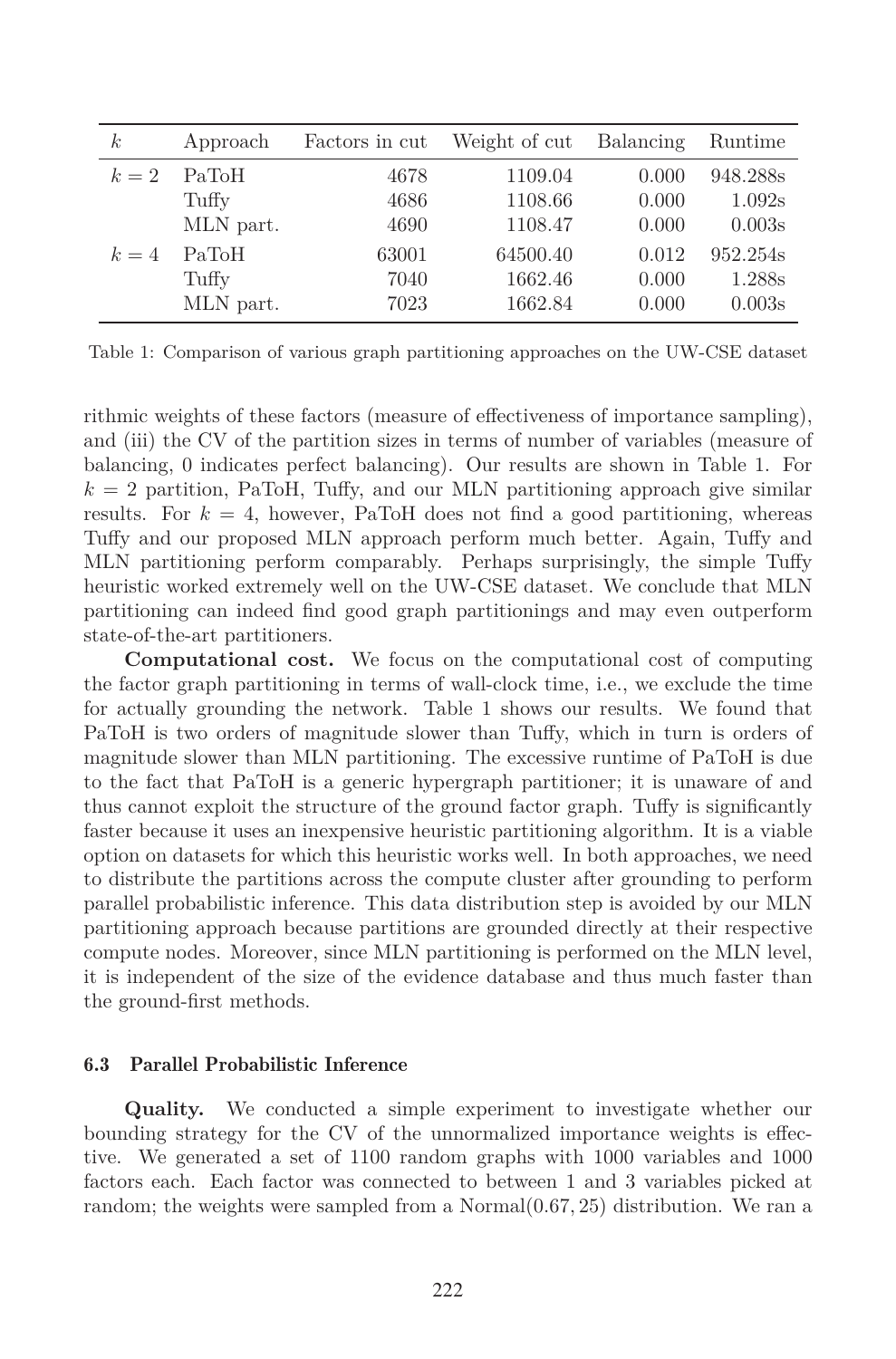| $k$ | Approach | Factors in cut | Weight of cut | Balancing | Runtime |
|---|---|---|---|---|---|
| $k=2$ | PaToH | 4678 | 1109.04 | 0.000 | 948.288s |
| | Tuffy | 4686 | 1108.66 | 0.000 | 1.092s |
| | MLN part. | 4690 | 1108.47 | 0.000 | 0.003s |
| $k=4$ | PaToH | 63001 | 64500.40 | 0.012 | 952.254s |
| | Tuffy | 7040 | 1662.46 | 0.000 | 1.288s |
| | MLN part. | 7023 | 1662.84 | 0.000 | 0.003s |

Table 1: Comparison of various graph partitioning approaches on the UW-CSE dataset

rithmic weights of these factors (measure of effectiveness of importance sampling), and (iii) the CV of the partition sizes in terms of number of variables (measure of balancing, 0 indicates perfect balancing). Our results are shown in Table 1. For $k = 2$ partition, PaToH, Tuffy, and our MLN partitioning approach give similar results. For $k = 4$, however, PaToH does not find a good partitioning, whereas Tuffy and our proposed MLN approach perform much better. Again, Tuffy and MLN partitioning perform comparably. Perhaps surprisingly, the simple Tuffy heuristic worked extremely well on the UW-CSE dataset. We conclude that MLN partitioning can indeed find good graph partitionings and may even outperform state-of-the-art partitioners.

**Computational cost.** We focus on the computational cost of computing the factor graph partitioning in terms of wall-clock time, i.e., we exclude the time for actually grounding the network. Table 1 shows our results. We found that PaToH is two orders of magnitude slower than Tuffy, which in turn is orders of magnitude slower than MLN partitioning. The excessive runtime of PaToH is due to the fact that PaToH is a generic hypergraph partitioner; it is unaware of and thus cannot exploit the structure of the ground factor graph. Tuffy is significantly faster because it uses an inexpensive heuristic partitioning algorithm. It is a viable option on datasets for which this heuristic works well. In both approaches, we need to distribute the partitions across the compute cluster after grounding to perform parallel probabilistic inference. This data distribution step is avoided by our MLN partitioning approach because partitions are grounded directly at their respective compute nodes. Moreover, since MLN partitioning is performed on the MLN level, it is independent of the size of the evidence database and thus much faster than the ground-first methods.

### 6.3 Parallel Probabilistic Inference

**Quality.** We conducted a simple experiment to investigate whether our bounding strategy for the CV of the unnormalized importance weights is effective. We generated a set of 1100 random graphs with 1000 variables and 1000 factors each. Each factor was connected to between 1 and 3 variables picked at random; the weights were sampled from a Normal$(0.67, 25)$ distribution. We ran a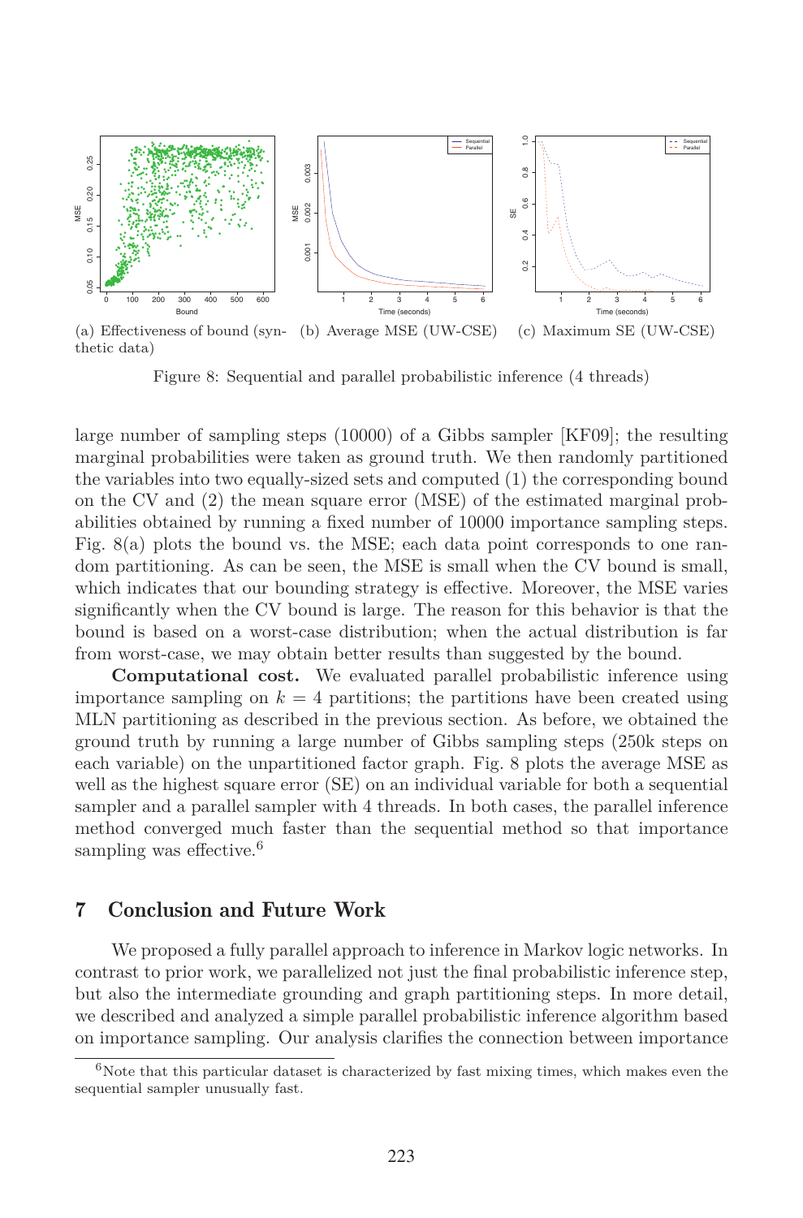(a) Effectiveness of bound (synthetic data) (b) Average MSE (UW-CSE) (c) Maximum SE (UW-CSE)

Figure 8: Sequential and parallel probabilistic inference (4 threads)

large number of sampling steps (10000) of a Gibbs sampler [KF09]; the resulting marginal probabilities were taken as ground truth. We then randomly partitioned the variables into two equally-sized sets and computed (1) the corresponding bound on the CV and (2) the mean square error (MSE) of the estimated marginal probabilities obtained by running a fixed number of 10000 importance sampling steps. Fig. 8(a) plots the bound vs. the MSE; each data point corresponds to one random partitioning. As can be seen, the MSE is small when the CV bound is small, which indicates that our bounding strategy is effective. Moreover, the MSE varies significantly when the CV bound is large. The reason for this behavior is that the bound is based on a worst-case distribution; when the actual distribution is far from worst-case, we may obtain better results than suggested by the bound.

**Computational cost.** We evaluated parallel probabilistic inference using importance sampling on $k = 4$ partitions; the partitions have been created using MLN partitioning as described in the previous section. As before, we obtained the ground truth by running a large number of Gibbs sampling steps (250k steps on each variable) on the unpartitioned factor graph. Fig. 8 plots the average MSE as well as the highest square error (SE) on an individual variable for both a sequential sampler and a parallel sampler with 4 threads. In both cases, the parallel inference method converged much faster than the sequential method so that importance sampling was effective.[6]

## 7 Conclusion and Future Work

We proposed a fully parallel approach to inference in Markov logic networks. In contrast to prior work, we parallelized not just the final probabilistic inference step, but also the intermediate grounding and graph partitioning steps. In more detail, we described and analyzed a simple parallel probabilistic inference algorithm based on importance sampling. Our analysis clarifies the connection between importance

[6] Note that this particular dataset is characterized by fast mixing times, which makes even the sequential sampler unusually fast.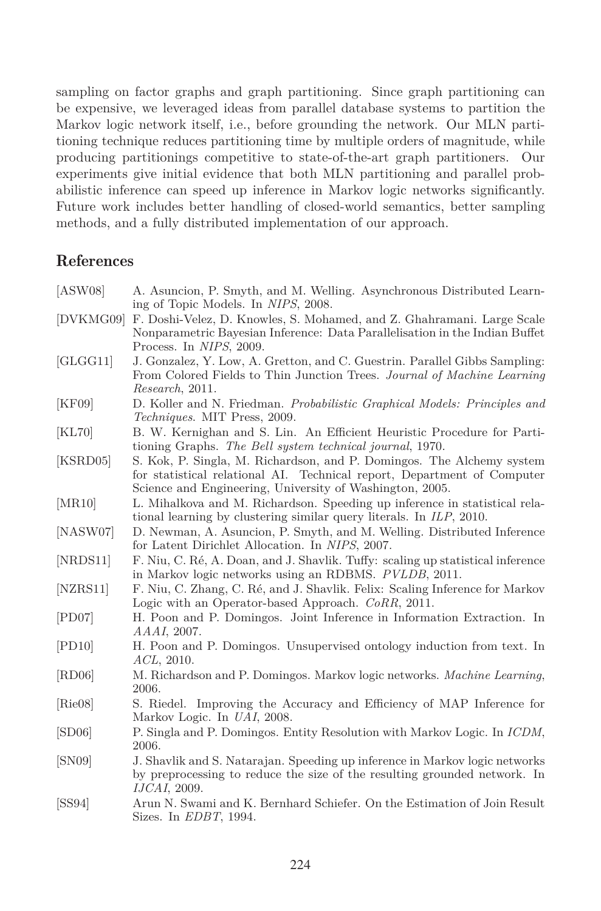sampling on factor graphs and graph partitioning. Since graph partitioning can be expensive, we leveraged ideas from parallel database systems to partition the Markov logic network itself, i.e., before grounding the network. Our MLN partitioning technique reduces partitioning time by multiple orders of magnitude, while producing partitionings competitive to state-of-the-art graph partitioners. Our experiments give initial evidence that both MLN partitioning and parallel probabilistic inference can speed up inference in Markov logic networks significantly. Future work includes better handling of closed-world semantics, better sampling methods, and a fully distributed implementation of our approach.

## References

[ASW08] A. Asuncion, P. Smyth, and M. Welling. Asynchronous Distributed Learning of Topic Models. In *NIPS*, 2008.

[DVKMG09] F. Doshi-Velez, D. Knowles, S. Mohamed, and Z. Ghahramani. Large Scale Nonparametric Bayesian Inference: Data Parallelisation in the Indian Buffet Process. In *NIPS*, 2009.

[GLGG11] J. Gonzalez, Y. Low, A. Gretton, and C. Guestrin. Parallel Gibbs Sampling: From Colored Fields to Thin Junction Trees. *Journal of Machine Learning Research*, 2011.

[KF09] D. Koller and N. Friedman. *Probabilistic Graphical Models: Principles and Techniques*. MIT Press, 2009.

[KL70] B. W. Kernighan and S. Lin. An Efficient Heuristic Procedure for Partitioning Graphs. *The Bell system technical journal*, 1970.

[KSRD05] S. Kok, P. Singla, M. Richardson, and P. Domingos. The Alchemy system for statistical relational AI. Technical report, Department of Computer Science and Engineering, University of Washington, 2005.

[MR10] L. Mihalkova and M. Richardson. Speeding up inference in statistical relational learning by clustering similar query literals. In *ILP*, 2010.

[NASW07] D. Newman, A. Asuncion, P. Smyth, and M. Welling. Distributed Inference for Latent Dirichlet Allocation. In *NIPS*, 2007.

[NRDS11] F. Niu, C. Ré, A. Doan, and J. Shavlik. Tuffy: scaling up statistical inference in Markov logic networks using an RDBMS. *PVLDB*, 2011.

[NZRS11] F. Niu, C. Zhang, C. Ré, and J. Shavlik. Felix: Scaling Inference for Markov Logic with an Operator-based Approach. *CoRR*, 2011.

[PD07] H. Poon and P. Domingos. Joint Inference in Information Extraction. In *AAAI*, 2007.

[PD10] H. Poon and P. Domingos. Unsupervised ontology induction from text. In *ACL*, 2010.

[RD06] M. Richardson and P. Domingos. Markov logic networks. *Machine Learning*, 2006.

[Rie08] S. Riedel. Improving the Accuracy and Efficiency of MAP Inference for Markov Logic. In *UAI*, 2008.

[SD06] P. Singla and P. Domingos. Entity Resolution with Markov Logic. In *ICDM*, 2006.

[SN09] J. Shavlik and S. Natarajan. Speeding up inference in Markov logic networks by preprocessing to reduce the size of the resulting grounded network. In *IJCAI*, 2009.

[SS94] Arun N. Swami and K. Bernhard Schiefer. On the Estimation of Join Result Sizes. In *EDBT*, 1994.